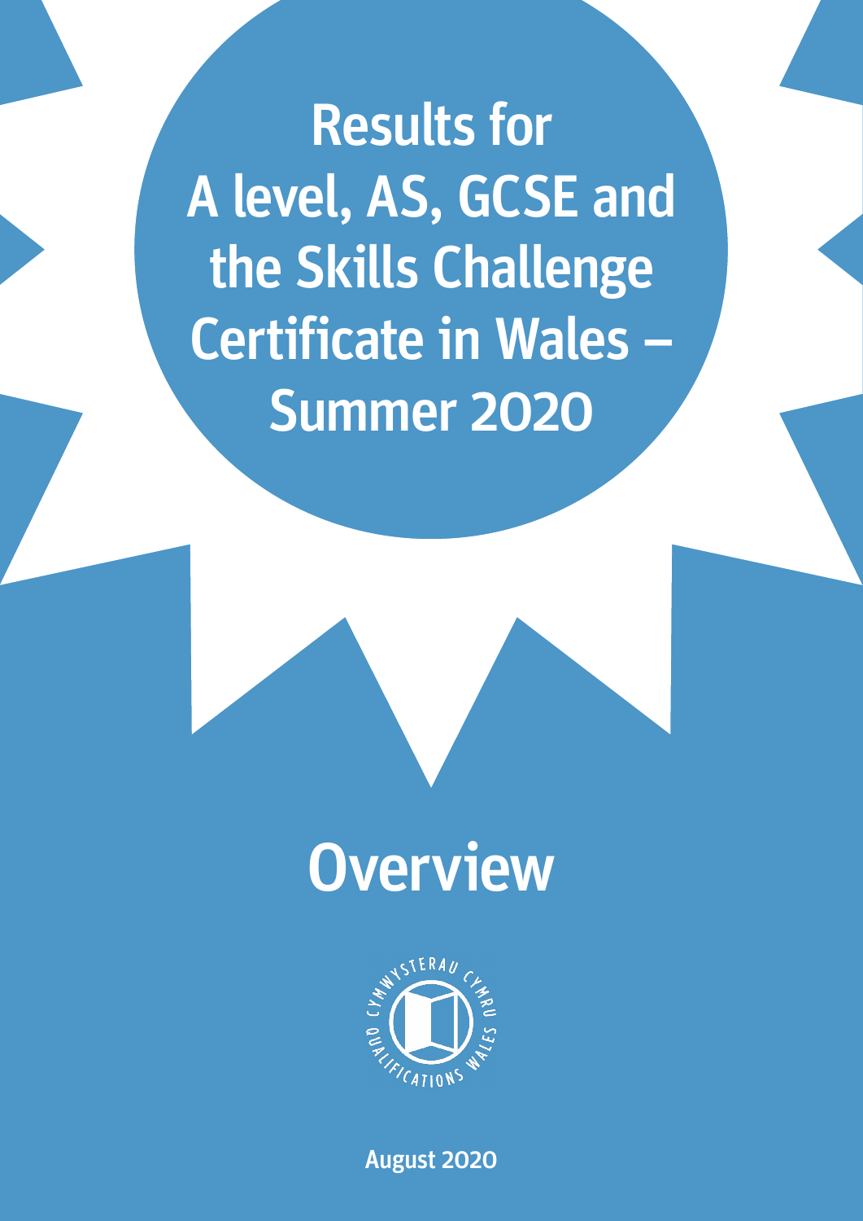# Results for A level, AS, GCSE and the Skills Challenge Certificate in Wales – Summer 2020

## Overview

CYMWYSTERAU CYMRU QUALIFICATIONS WALES

August 2020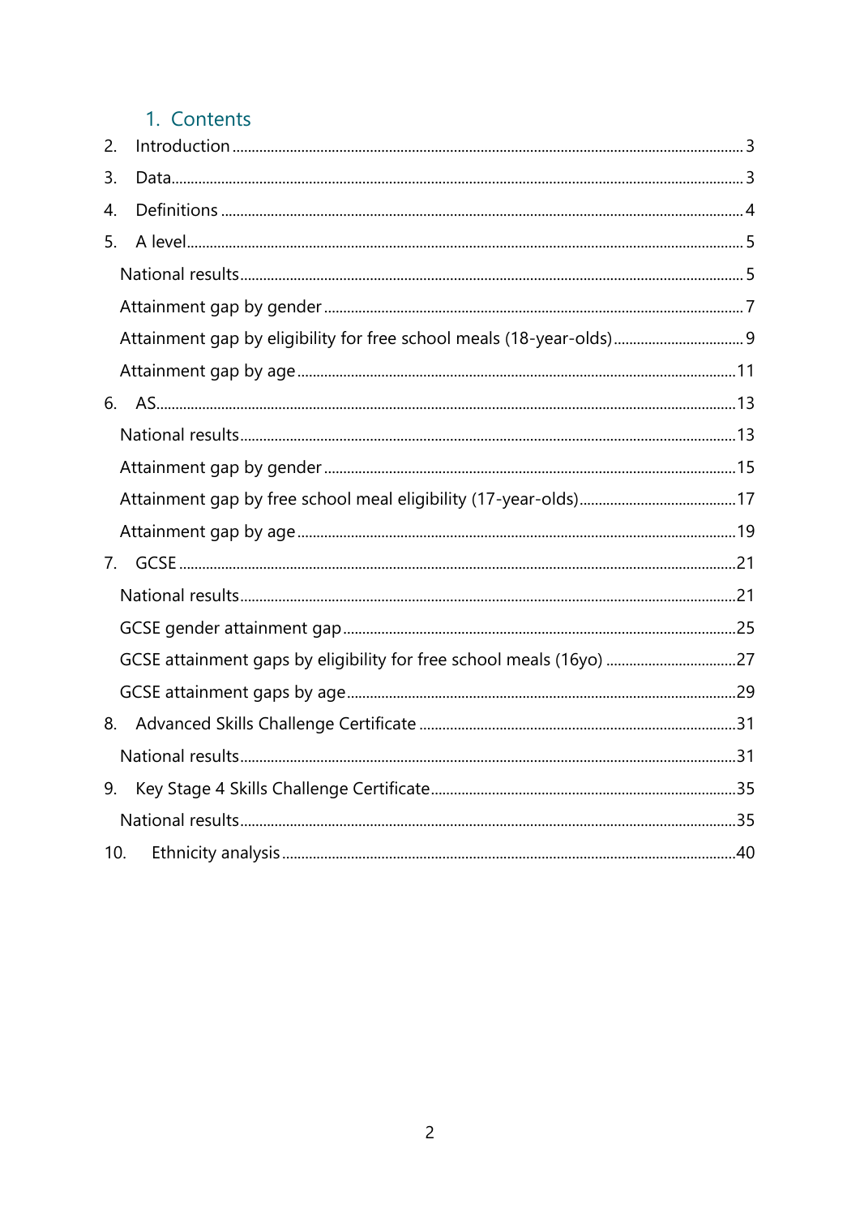# 1. Contents

2. Introduction ..... 3
3. Data ..... 3
4. Definitions ..... 4
5. A level ..... 5
   - National results ..... 5
   - Attainment gap by gender ..... 7
   - Attainment gap by eligibility for free school meals (18-year-olds) ..... 9
   - Attainment gap by age ..... 11
6. AS ..... 13
   - National results ..... 13
   - Attainment gap by gender ..... 15
   - Attainment gap by free school meal eligibility (17-year-olds) ..... 17
   - Attainment gap by age ..... 19
7. GCSE ..... 21
   - National results ..... 21
   - GCSE gender attainment gap ..... 25
   - GCSE attainment gaps by eligibility for free school meals (16yo) ..... 27
   - GCSE attainment gaps by age ..... 29
8. Advanced Skills Challenge Certificate ..... 31
   - National results ..... 31
9. Key Stage 4 Skills Challenge Certificate ..... 35
   - National results ..... 35
10. Ethnicity analysis ..... 40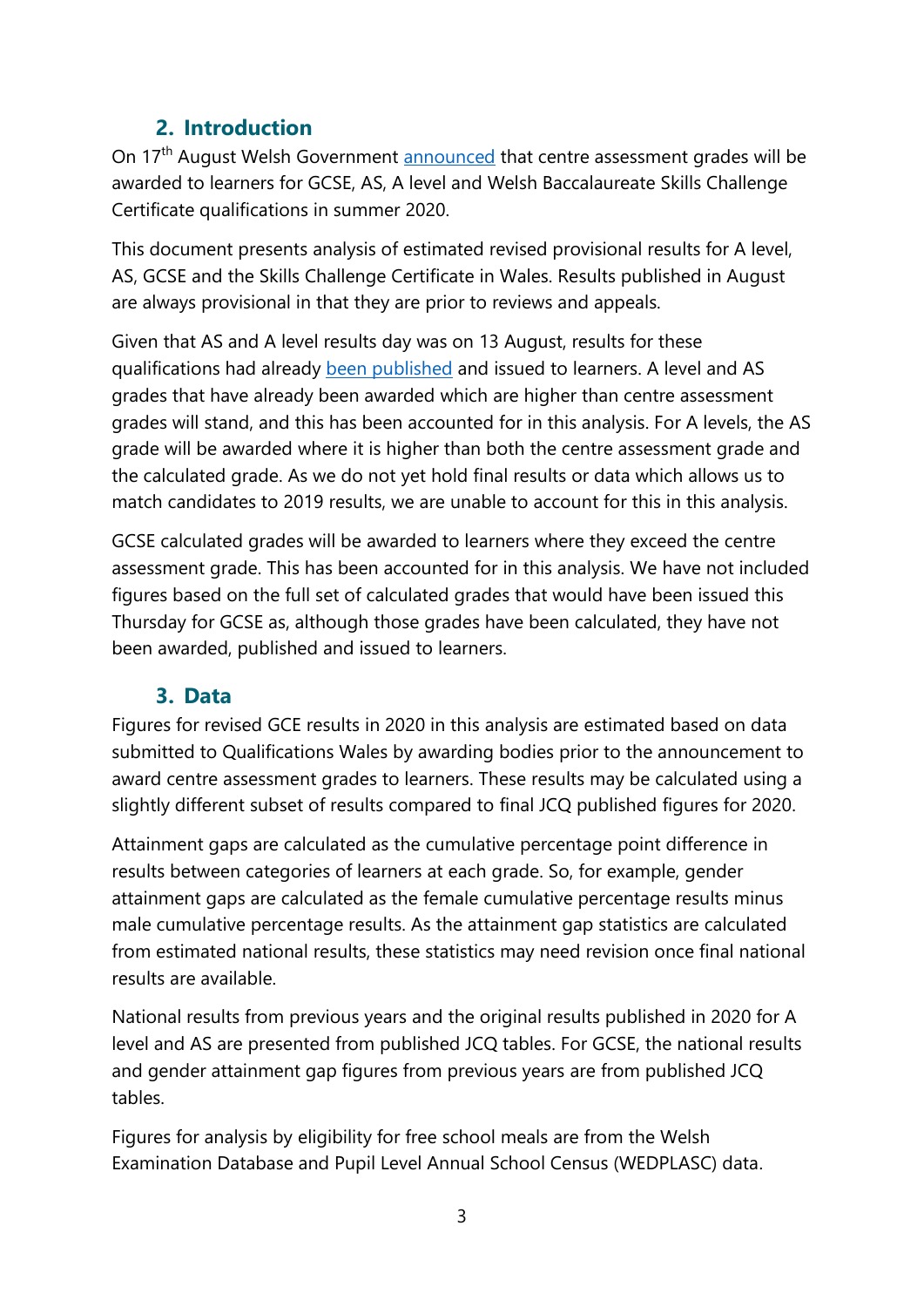## 2. Introduction

On 17th August Welsh Government [announced](announced) that centre assessment grades will be awarded to learners for GCSE, AS, A level and Welsh Baccalaureate Skills Challenge Certificate qualifications in summer 2020.

This document presents analysis of estimated revised provisional results for A level, AS, GCSE and the Skills Challenge Certificate in Wales. Results published in August are always provisional in that they are prior to reviews and appeals.

Given that AS and A level results day was on 13 August, results for these qualifications had already [been published](been published) and issued to learners. A level and AS grades that have already been awarded which are higher than centre assessment grades will stand, and this has been accounted for in this analysis. For A levels, the AS grade will be awarded where it is higher than both the centre assessment grade and the calculated grade. As we do not yet hold final results or data which allows us to match candidates to 2019 results, we are unable to account for this in this analysis.

GCSE calculated grades will be awarded to learners where they exceed the centre assessment grade. This has been accounted for in this analysis. We have not included figures based on the full set of calculated grades that would have been issued this Thursday for GCSE as, although those grades have been calculated, they have not been awarded, published and issued to learners.

## 3. Data

Figures for revised GCE results in 2020 in this analysis are estimated based on data submitted to Qualifications Wales by awarding bodies prior to the announcement to award centre assessment grades to learners. These results may be calculated using a slightly different subset of results compared to final JCQ published figures for 2020.

Attainment gaps are calculated as the cumulative percentage point difference in results between categories of learners at each grade. So, for example, gender attainment gaps are calculated as the female cumulative percentage results minus male cumulative percentage results. As the attainment gap statistics are calculated from estimated national results, these statistics may need revision once final national results are available.

National results from previous years and the original results published in 2020 for A level and AS are presented from published JCQ tables. For GCSE, the national results and gender attainment gap figures from previous years are from published JCQ tables.

Figures for analysis by eligibility for free school meals are from the Welsh Examination Database and Pupil Level Annual School Census (WEDPLASC) data.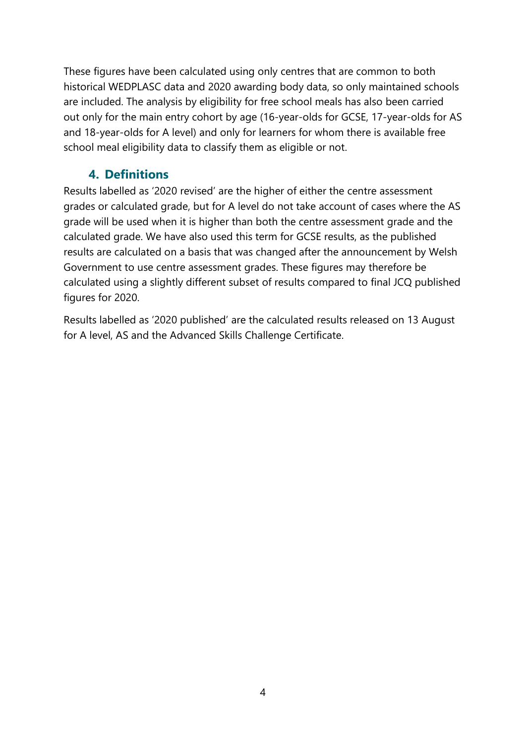These figures have been calculated using only centres that are common to both historical WEDPLASC data and 2020 awarding body data, so only maintained schools are included. The analysis by eligibility for free school meals has also been carried out only for the main entry cohort by age (16-year-olds for GCSE, 17-year-olds for AS and 18-year-olds for A level) and only for learners for whom there is available free school meal eligibility data to classify them as eligible or not.

## 4. Definitions

Results labelled as '2020 revised' are the higher of either the centre assessment grades or calculated grade, but for A level do not take account of cases where the AS grade will be used when it is higher than both the centre assessment grade and the calculated grade. We have also used this term for GCSE results, as the published results are calculated on a basis that was changed after the announcement by Welsh Government to use centre assessment grades. These figures may therefore be calculated using a slightly different subset of results compared to final JCQ published figures for 2020.

Results labelled as '2020 published' are the calculated results released on 13 August for A level, AS and the Advanced Skills Challenge Certificate.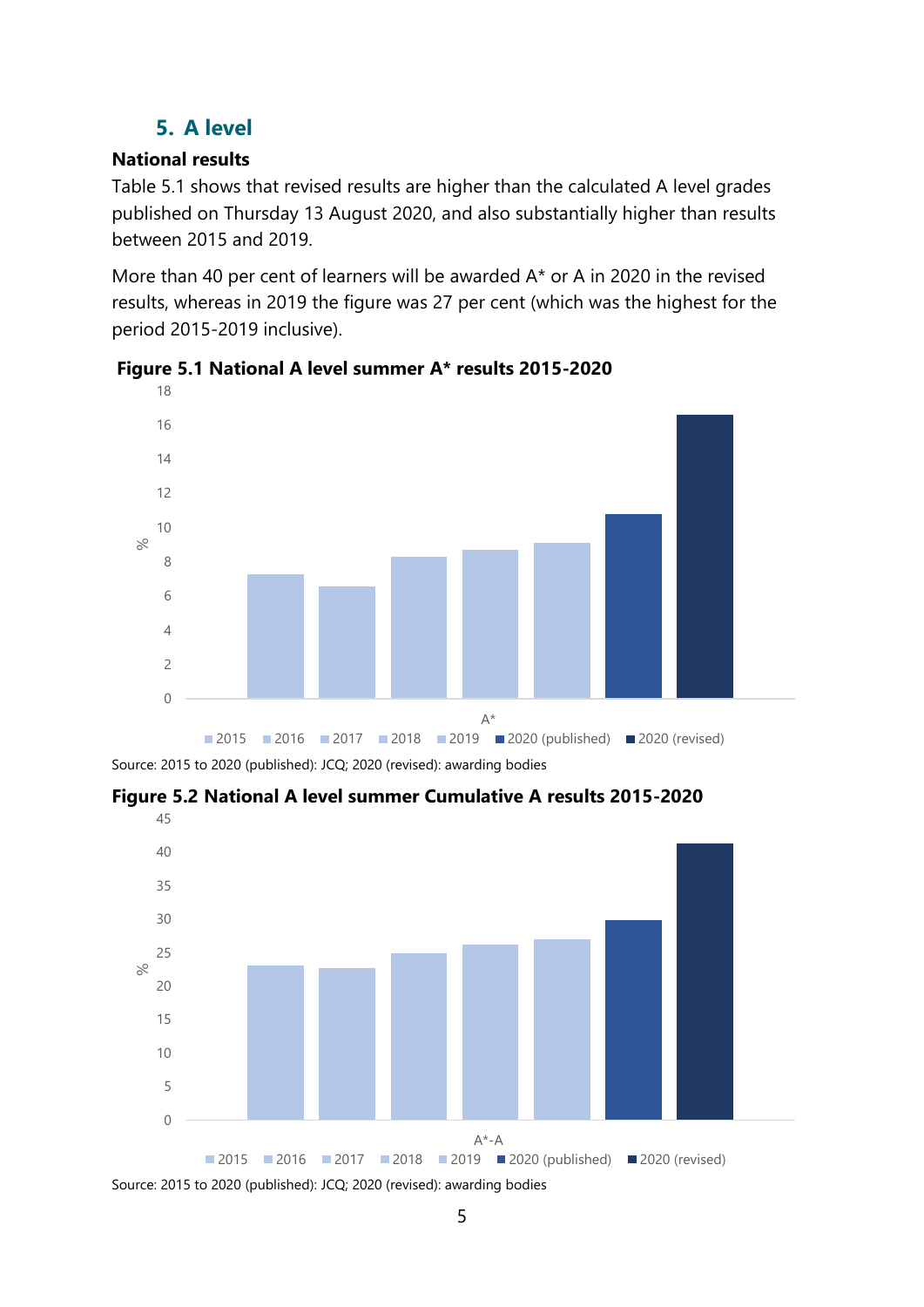## 5. A level

### National results

Table 5.1 shows that revised results are higher than the calculated A level grades published on Thursday 13 August 2020, and also substantially higher than results between 2015 and 2019.

More than 40 per cent of learners will be awarded A* or A in 2020 in the revised results, whereas in 2019 the figure was 27 per cent (which was the highest for the period 2015-2019 inclusive).

**Figure 5.1 National A level summer A* results 2015-2020**

Source: 2015 to 2020 (published): JCQ; 2020 (revised): awarding bodies

**Figure 5.2 National A level summer Cumulative A results 2015-2020**

Source: 2015 to 2020 (published): JCQ; 2020 (revised): awarding bodies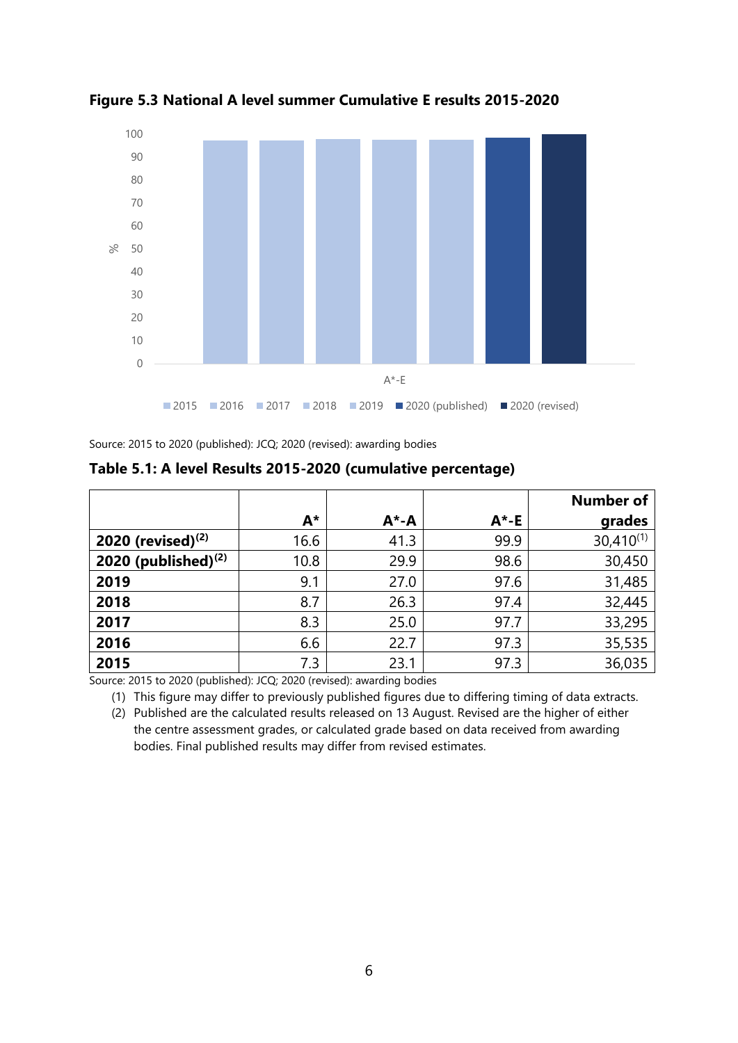**Figure 5.3 National A level summer Cumulative E results 2015-2020**

Source: 2015 to 2020 (published): JCQ; 2020 (revised): awarding bodies

**Table 5.1: A level Results 2015-2020 (cumulative percentage)**

| | A* | A*-A | A*-E | Number of grades |
|---|---|---|---|---|
| **2020 (revised)[(2)]** | 16.6 | 41.3 | 99.9 | 30,410[(1)] |
| **2020 (published)[(2)]** | 10.8 | 29.9 | 98.6 | 30,450 |
| **2019** | 9.1 | 27.0 | 97.6 | 31,485 |
| **2018** | 8.7 | 26.3 | 97.4 | 32,445 |
| **2017** | 8.3 | 25.0 | 97.7 | 33,295 |
| **2016** | 6.6 | 22.7 | 97.3 | 35,535 |
| **2015** | 7.3 | 23.1 | 97.3 | 36,035 |

Source: 2015 to 2020 (published): JCQ; 2020 (revised): awarding bodies

(1) This figure may differ to previously published figures due to differing timing of data extracts.

(2) Published are the calculated results released on 13 August. Revised are the higher of either the centre assessment grades, or calculated grade based on data received from awarding bodies. Final published results may differ from revised estimates.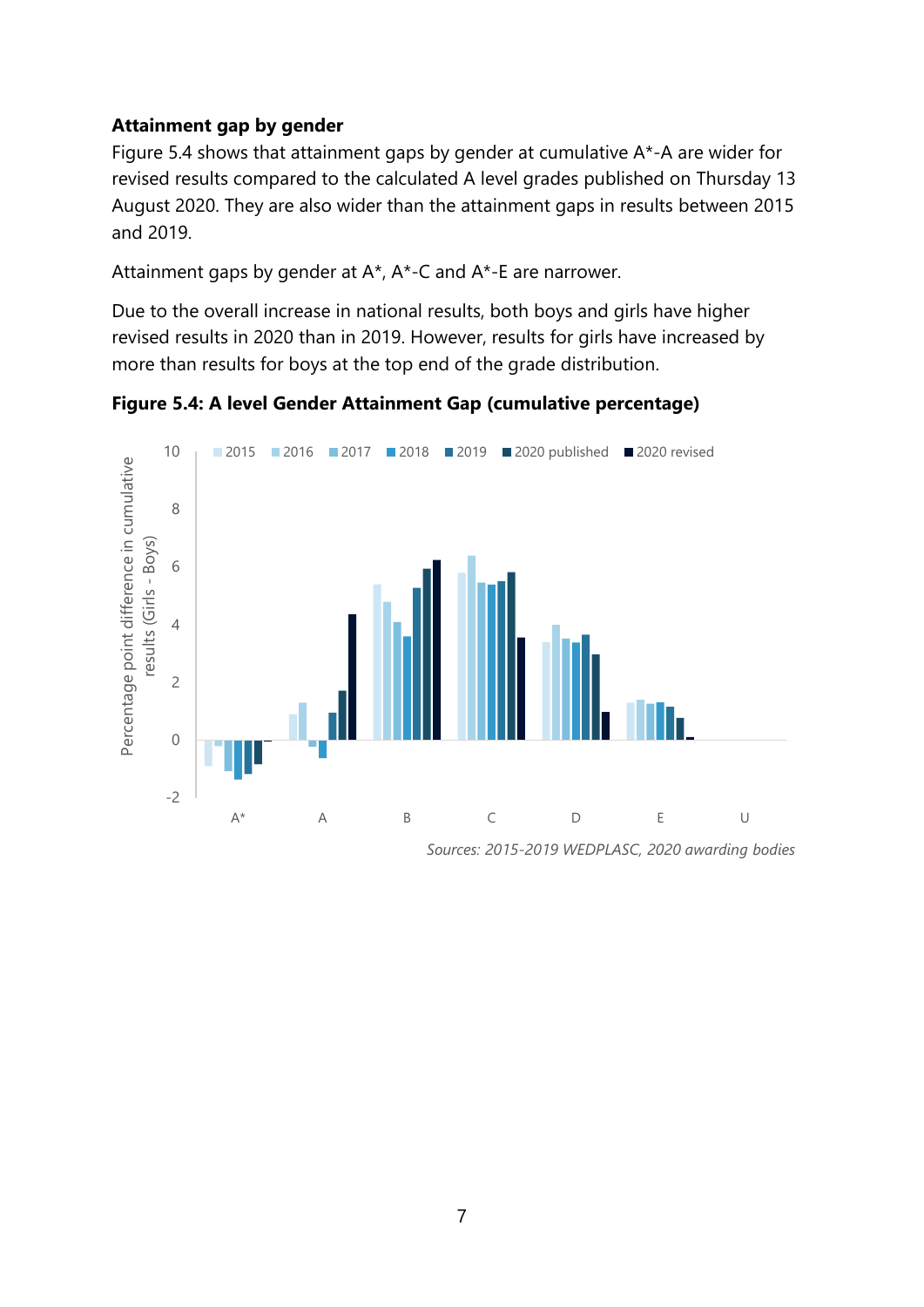**Attainment gap by gender**

Figure 5.4 shows that attainment gaps by gender at cumulative A*-A are wider for revised results compared to the calculated A level grades published on Thursday 13 August 2020. They are also wider than the attainment gaps in results between 2015 and 2019.

Attainment gaps by gender at A*, A*-C and A*-E are narrower.

Due to the overall increase in national results, both boys and girls have higher revised results in 2020 than in 2019. However, results for girls have increased by more than results for boys at the top end of the grade distribution.

**Figure 5.4: A level Gender Attainment Gap (cumulative percentage)**

*Sources: 2015-2019 WEDPLASC, 2020 awarding bodies*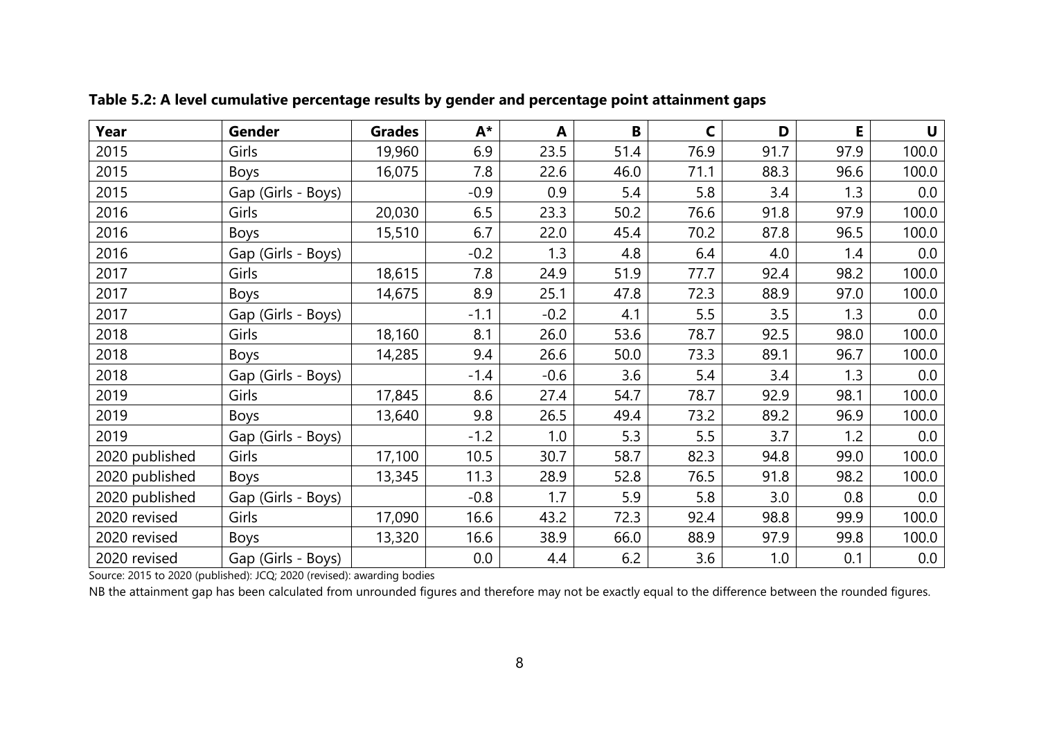**Table 5.2: A level cumulative percentage results by gender and percentage point attainment gaps**

| Year | Gender | Grades | A* | A | B | C | D | E | U |
|---|---|---|---|---|---|---|---|---|---|
| 2015 | Girls | 19,960 | 6.9 | 23.5 | 51.4 | 76.9 | 91.7 | 97.9 | 100.0 |
| 2015 | Boys | 16,075 | 7.8 | 22.6 | 46.0 | 71.1 | 88.3 | 96.6 | 100.0 |
| 2015 | Gap (Girls - Boys) | | -0.9 | 0.9 | 5.4 | 5.8 | 3.4 | 1.3 | 0.0 |
| 2016 | Girls | 20,030 | 6.5 | 23.3 | 50.2 | 76.6 | 91.8 | 97.9 | 100.0 |
| 2016 | Boys | 15,510 | 6.7 | 22.0 | 45.4 | 70.2 | 87.8 | 96.5 | 100.0 |
| 2016 | Gap (Girls - Boys) | | -0.2 | 1.3 | 4.8 | 6.4 | 4.0 | 1.4 | 0.0 |
| 2017 | Girls | 18,615 | 7.8 | 24.9 | 51.9 | 77.7 | 92.4 | 98.2 | 100.0 |
| 2017 | Boys | 14,675 | 8.9 | 25.1 | 47.8 | 72.3 | 88.9 | 97.0 | 100.0 |
| 2017 | Gap (Girls - Boys) | | -1.1 | -0.2 | 4.1 | 5.5 | 3.5 | 1.3 | 0.0 |
| 2018 | Girls | 18,160 | 8.1 | 26.0 | 53.6 | 78.7 | 92.5 | 98.0 | 100.0 |
| 2018 | Boys | 14,285 | 9.4 | 26.6 | 50.0 | 73.3 | 89.1 | 96.7 | 100.0 |
| 2018 | Gap (Girls - Boys) | | -1.4 | -0.6 | 3.6 | 5.4 | 3.4 | 1.3 | 0.0 |
| 2019 | Girls | 17,845 | 8.6 | 27.4 | 54.7 | 78.7 | 92.9 | 98.1 | 100.0 |
| 2019 | Boys | 13,640 | 9.8 | 26.5 | 49.4 | 73.2 | 89.2 | 96.9 | 100.0 |
| 2019 | Gap (Girls - Boys) | | -1.2 | 1.0 | 5.3 | 5.5 | 3.7 | 1.2 | 0.0 |
| 2020 published | Girls | 17,100 | 10.5 | 30.7 | 58.7 | 82.3 | 94.8 | 99.0 | 100.0 |
| 2020 published | Boys | 13,345 | 11.3 | 28.9 | 52.8 | 76.5 | 91.8 | 98.2 | 100.0 |
| 2020 published | Gap (Girls - Boys) | | -0.8 | 1.7 | 5.9 | 5.8 | 3.0 | 0.8 | 0.0 |
| 2020 revised | Girls | 17,090 | 16.6 | 43.2 | 72.3 | 92.4 | 98.8 | 99.9 | 100.0 |
| 2020 revised | Boys | 13,320 | 16.6 | 38.9 | 66.0 | 88.9 | 97.9 | 99.8 | 100.0 |
| 2020 revised | Gap (Girls - Boys) | | 0.0 | 4.4 | 6.2 | 3.6 | 1.0 | 0.1 | 0.0 |

Source: 2015 to 2020 (published): JCQ; 2020 (revised): awarding bodies

NB the attainment gap has been calculated from unrounded figures and therefore may not be exactly equal to the difference between the rounded figures.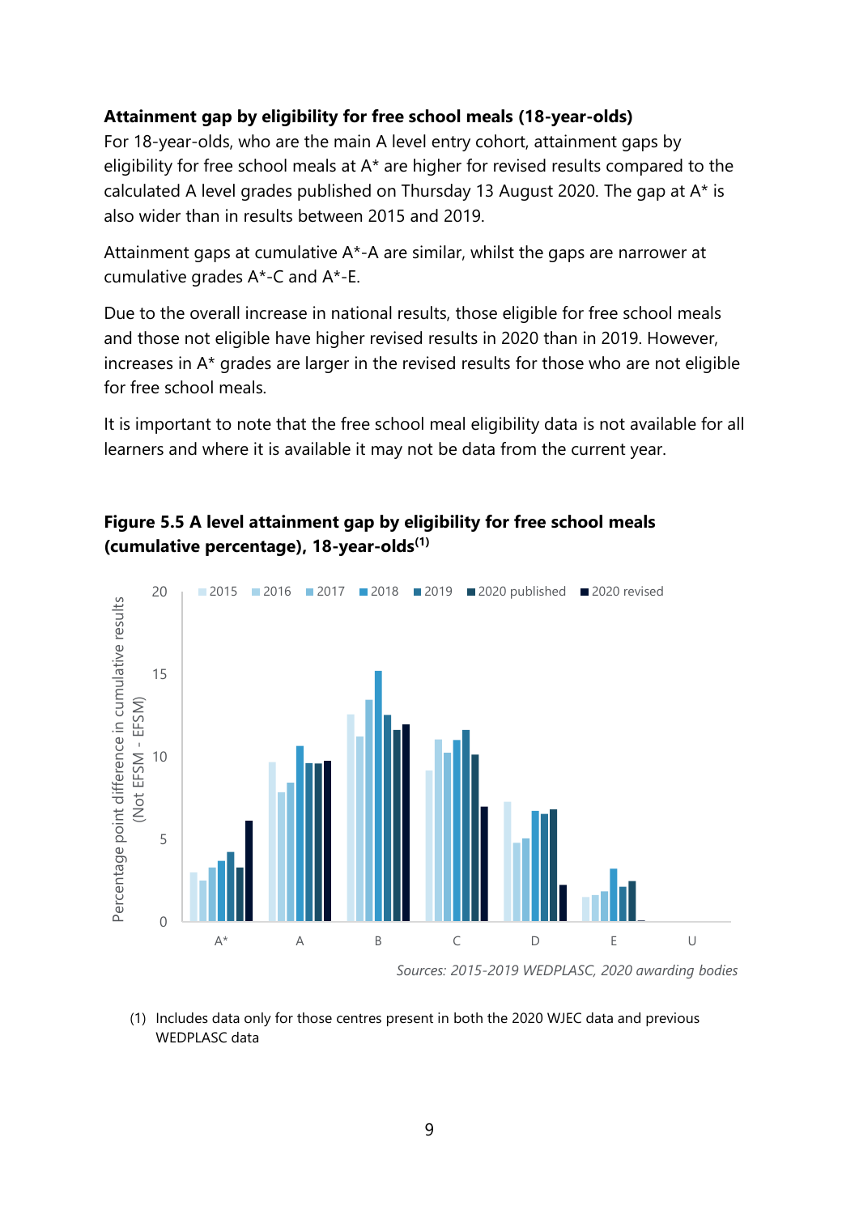**Attainment gap by eligibility for free school meals (18-year-olds)**

For 18-year-olds, who are the main A level entry cohort, attainment gaps by eligibility for free school meals at A* are higher for revised results compared to the calculated A level grades published on Thursday 13 August 2020. The gap at A* is also wider than in results between 2015 and 2019.

Attainment gaps at cumulative A*-A are similar, whilst the gaps are narrower at cumulative grades A*-C and A*-E.

Due to the overall increase in national results, those eligible for free school meals and those not eligible have higher revised results in 2020 than in 2019. However, increases in A* grades are larger in the revised results for those who are not eligible for free school meals.

It is important to note that the free school meal eligibility data is not available for all learners and where it is available it may not be data from the current year.

**Figure 5.5 A level attainment gap by eligibility for free school meals (cumulative percentage), 18-year-olds[1]**

*Sources: 2015-2019 WEDPLASC, 2020 awarding bodies*

(1) Includes data only for those centres present in both the 2020 WJEC data and previous WEDPLASC data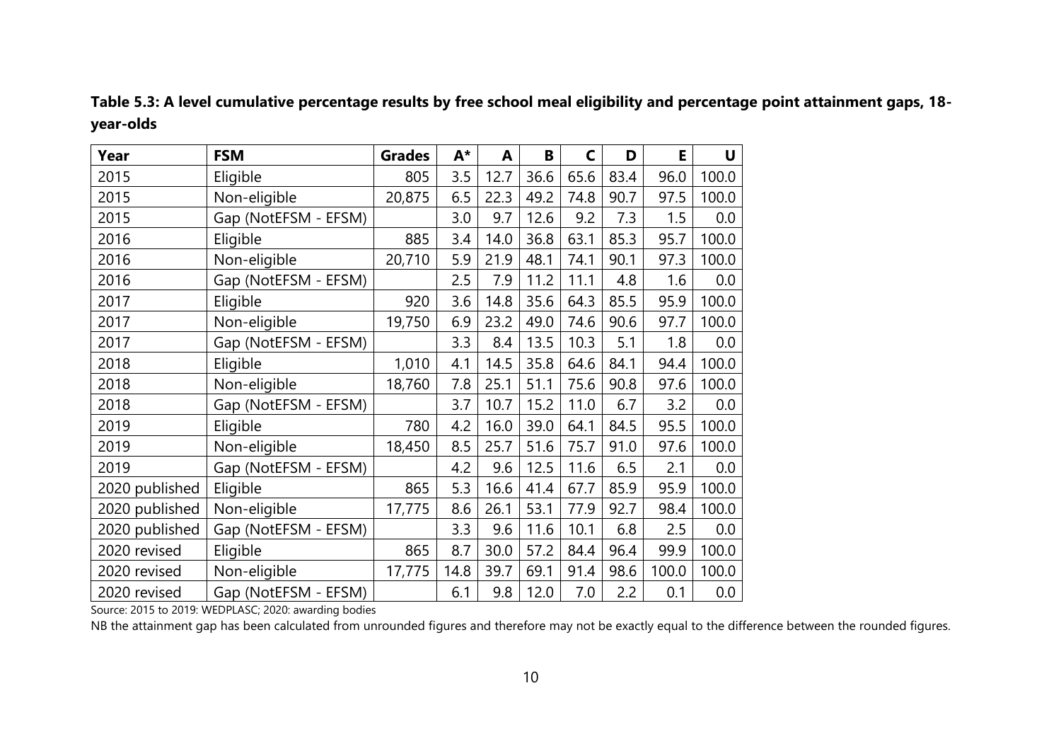**Table 5.3: A level cumulative percentage results by free school meal eligibility and percentage point attainment gaps, 18-year-olds**

| Year | FSM | Grades | A* | A | B | C | D | E | U |
|---|---|---|---|---|---|---|---|---|---|
| 2015 | Eligible | 805 | 3.5 | 12.7 | 36.6 | 65.6 | 83.4 | 96.0 | 100.0 |
| 2015 | Non-eligible | 20,875 | 6.5 | 22.3 | 49.2 | 74.8 | 90.7 | 97.5 | 100.0 |
| 2015 | Gap (NotEFSM - EFSM) | | 3.0 | 9.7 | 12.6 | 9.2 | 7.3 | 1.5 | 0.0 |
| 2016 | Eligible | 885 | 3.4 | 14.0 | 36.8 | 63.1 | 85.3 | 95.7 | 100.0 |
| 2016 | Non-eligible | 20,710 | 5.9 | 21.9 | 48.1 | 74.1 | 90.1 | 97.3 | 100.0 |
| 2016 | Gap (NotEFSM - EFSM) | | 2.5 | 7.9 | 11.2 | 11.1 | 4.8 | 1.6 | 0.0 |
| 2017 | Eligible | 920 | 3.6 | 14.8 | 35.6 | 64.3 | 85.5 | 95.9 | 100.0 |
| 2017 | Non-eligible | 19,750 | 6.9 | 23.2 | 49.0 | 74.6 | 90.6 | 97.7 | 100.0 |
| 2017 | Gap (NotEFSM - EFSM) | | 3.3 | 8.4 | 13.5 | 10.3 | 5.1 | 1.8 | 0.0 |
| 2018 | Eligible | 1,010 | 4.1 | 14.5 | 35.8 | 64.6 | 84.1 | 94.4 | 100.0 |
| 2018 | Non-eligible | 18,760 | 7.8 | 25.1 | 51.1 | 75.6 | 90.8 | 97.6 | 100.0 |
| 2018 | Gap (NotEFSM - EFSM) | | 3.7 | 10.7 | 15.2 | 11.0 | 6.7 | 3.2 | 0.0 |
| 2019 | Eligible | 780 | 4.2 | 16.0 | 39.0 | 64.1 | 84.5 | 95.5 | 100.0 |
| 2019 | Non-eligible | 18,450 | 8.5 | 25.7 | 51.6 | 75.7 | 91.0 | 97.6 | 100.0 |
| 2019 | Gap (NotEFSM - EFSM) | | 4.2 | 9.6 | 12.5 | 11.6 | 6.5 | 2.1 | 0.0 |
| 2020 published | Eligible | 865 | 5.3 | 16.6 | 41.4 | 67.7 | 85.9 | 95.9 | 100.0 |
| 2020 published | Non-eligible | 17,775 | 8.6 | 26.1 | 53.1 | 77.9 | 92.7 | 98.4 | 100.0 |
| 2020 published | Gap (NotEFSM - EFSM) | | 3.3 | 9.6 | 11.6 | 10.1 | 6.8 | 2.5 | 0.0 |
| 2020 revised | Eligible | 865 | 8.7 | 30.0 | 57.2 | 84.4 | 96.4 | 99.9 | 100.0 |
| 2020 revised | Non-eligible | 17,775 | 14.8 | 39.7 | 69.1 | 91.4 | 98.6 | 100.0 | 100.0 |
| 2020 revised | Gap (NotEFSM - EFSM) | | 6.1 | 9.8 | 12.0 | 7.0 | 2.2 | 0.1 | 0.0 |

Source: 2015 to 2019: WEDPLASC; 2020: awarding bodies

NB the attainment gap has been calculated from unrounded figures and therefore may not be exactly equal to the difference between the rounded figures.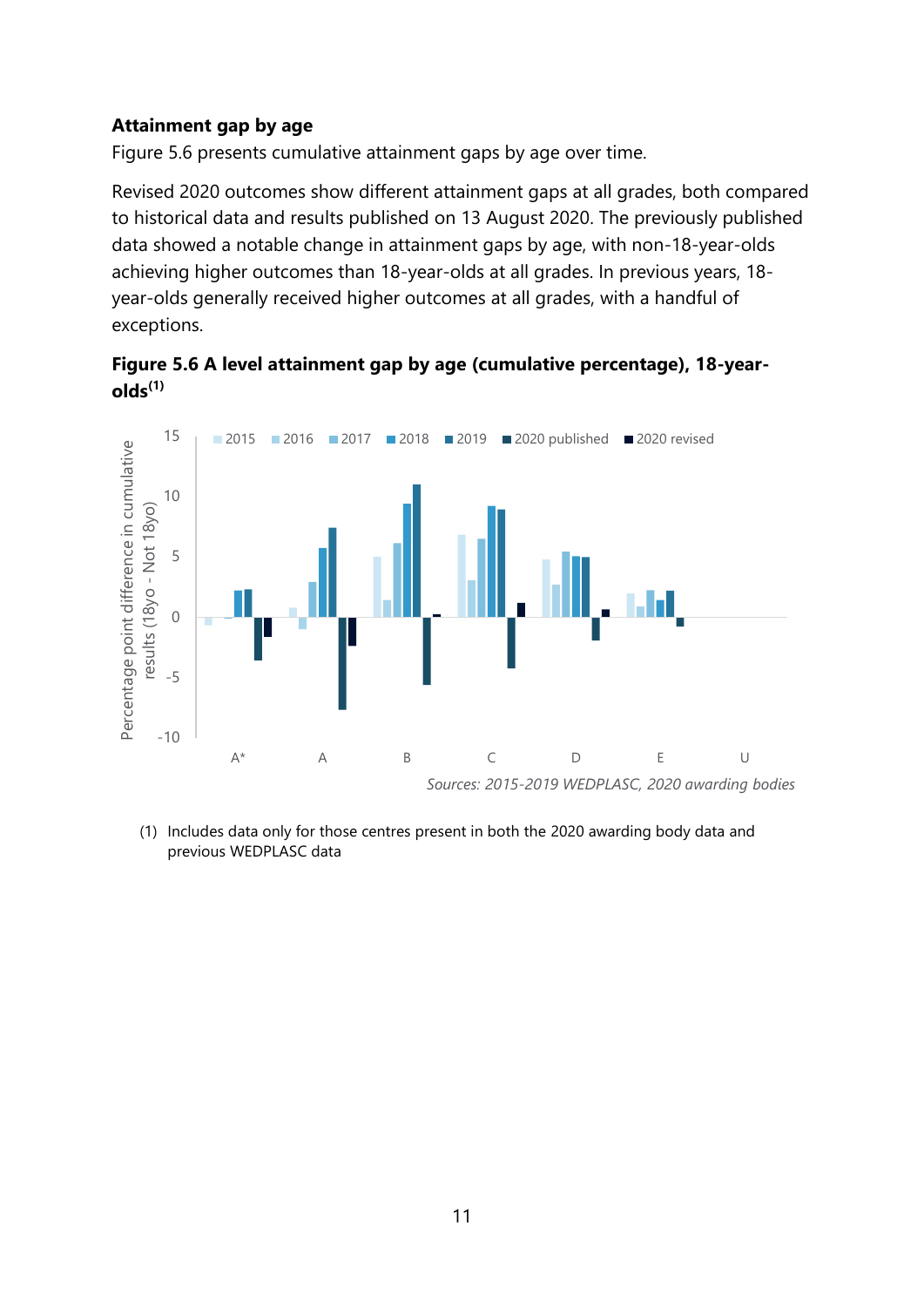**Attainment gap by age**

Figure 5.6 presents cumulative attainment gaps by age over time.

Revised 2020 outcomes show different attainment gaps at all grades, both compared to historical data and results published on 13 August 2020. The previously published data showed a notable change in attainment gaps by age, with non-18-year-olds achieving higher outcomes than 18-year-olds at all grades. In previous years, 18-year-olds generally received higher outcomes at all grades, with a handful of exceptions.

**Figure 5.6 A level attainment gap by age (cumulative percentage), 18-year-olds[(1)]**

*Sources: 2015-2019 WEDPLASC, 2020 awarding bodies*

(1) Includes data only for those centres present in both the 2020 awarding body data and previous WEDPLASC data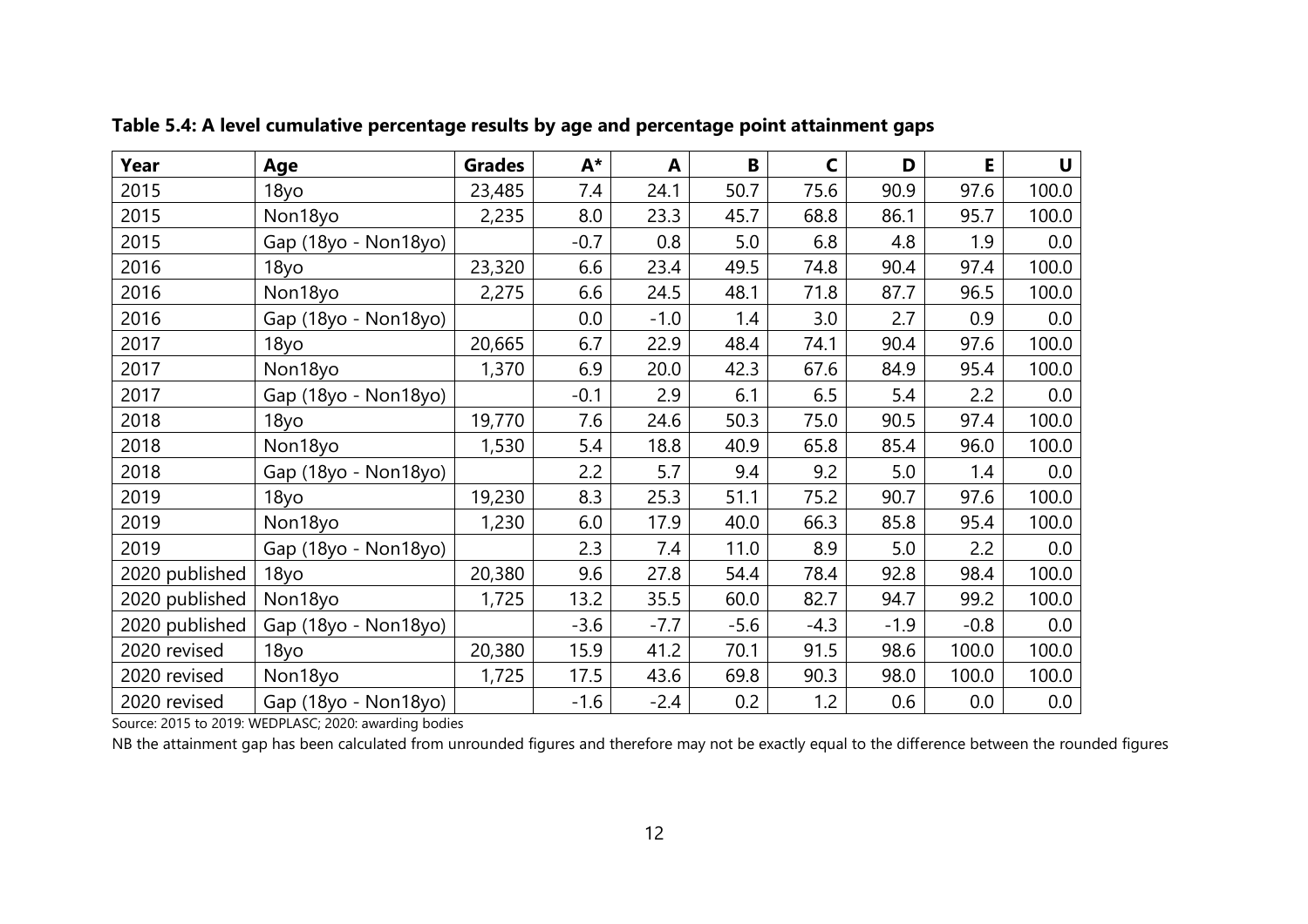**Table 5.4: A level cumulative percentage results by age and percentage point attainment gaps**

| Year | Age | Grades | A* | A | B | C | D | E | U |
|---|---|---|---|---|---|---|---|---|---|
| 2015 | 18yo | 23,485 | 7.4 | 24.1 | 50.7 | 75.6 | 90.9 | 97.6 | 100.0 |
| 2015 | Non18yo | 2,235 | 8.0 | 23.3 | 45.7 | 68.8 | 86.1 | 95.7 | 100.0 |
| 2015 | Gap (18yo - Non18yo) | | -0.7 | 0.8 | 5.0 | 6.8 | 4.8 | 1.9 | 0.0 |
| 2016 | 18yo | 23,320 | 6.6 | 23.4 | 49.5 | 74.8 | 90.4 | 97.4 | 100.0 |
| 2016 | Non18yo | 2,275 | 6.6 | 24.5 | 48.1 | 71.8 | 87.7 | 96.5 | 100.0 |
| 2016 | Gap (18yo - Non18yo) | | 0.0 | -1.0 | 1.4 | 3.0 | 2.7 | 0.9 | 0.0 |
| 2017 | 18yo | 20,665 | 6.7 | 22.9 | 48.4 | 74.1 | 90.4 | 97.6 | 100.0 |
| 2017 | Non18yo | 1,370 | 6.9 | 20.0 | 42.3 | 67.6 | 84.9 | 95.4 | 100.0 |
| 2017 | Gap (18yo - Non18yo) | | -0.1 | 2.9 | 6.1 | 6.5 | 5.4 | 2.2 | 0.0 |
| 2018 | 18yo | 19,770 | 7.6 | 24.6 | 50.3 | 75.0 | 90.5 | 97.4 | 100.0 |
| 2018 | Non18yo | 1,530 | 5.4 | 18.8 | 40.9 | 65.8 | 85.4 | 96.0 | 100.0 |
| 2018 | Gap (18yo - Non18yo) | | 2.2 | 5.7 | 9.4 | 9.2 | 5.0 | 1.4 | 0.0 |
| 2019 | 18yo | 19,230 | 8.3 | 25.3 | 51.1 | 75.2 | 90.7 | 97.6 | 100.0 |
| 2019 | Non18yo | 1,230 | 6.0 | 17.9 | 40.0 | 66.3 | 85.8 | 95.4 | 100.0 |
| 2019 | Gap (18yo - Non18yo) | | 2.3 | 7.4 | 11.0 | 8.9 | 5.0 | 2.2 | 0.0 |
| 2020 published | 18yo | 20,380 | 9.6 | 27.8 | 54.4 | 78.4 | 92.8 | 98.4 | 100.0 |
| 2020 published | Non18yo | 1,725 | 13.2 | 35.5 | 60.0 | 82.7 | 94.7 | 99.2 | 100.0 |
| 2020 published | Gap (18yo - Non18yo) | | -3.6 | -7.7 | -5.6 | -4.3 | -1.9 | -0.8 | 0.0 |
| 2020 revised | 18yo | 20,380 | 15.9 | 41.2 | 70.1 | 91.5 | 98.6 | 100.0 | 100.0 |
| 2020 revised | Non18yo | 1,725 | 17.5 | 43.6 | 69.8 | 90.3 | 98.0 | 100.0 | 100.0 |
| 2020 revised | Gap (18yo - Non18yo) | | -1.6 | -2.4 | 0.2 | 1.2 | 0.6 | 0.0 | 0.0 |

Source: 2015 to 2019: WEDPLASC; 2020: awarding bodies

NB the attainment gap has been calculated from unrounded figures and therefore may not be exactly equal to the difference between the rounded figures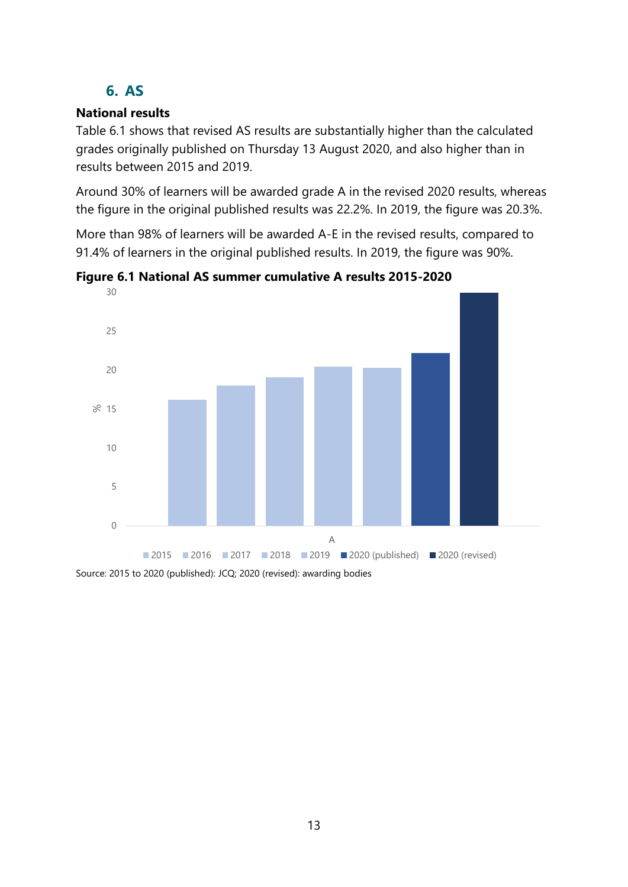## 6. AS

### National results

Table 6.1 shows that revised AS results are substantially higher than the calculated grades originally published on Thursday 13 August 2020, and also higher than in results between 2015 and 2019.

Around 30% of learners will be awarded grade A in the revised 2020 results, whereas the figure in the original published results was 22.2%. In 2019, the figure was 20.3%.

More than 98% of learners will be awarded A-E in the revised results, compared to 91.4% of learners in the original published results. In 2019, the figure was 90%.

**Figure 6.1 National AS summer cumulative A results 2015-2020**

Source: 2015 to 2020 (published): JCQ; 2020 (revised): awarding bodies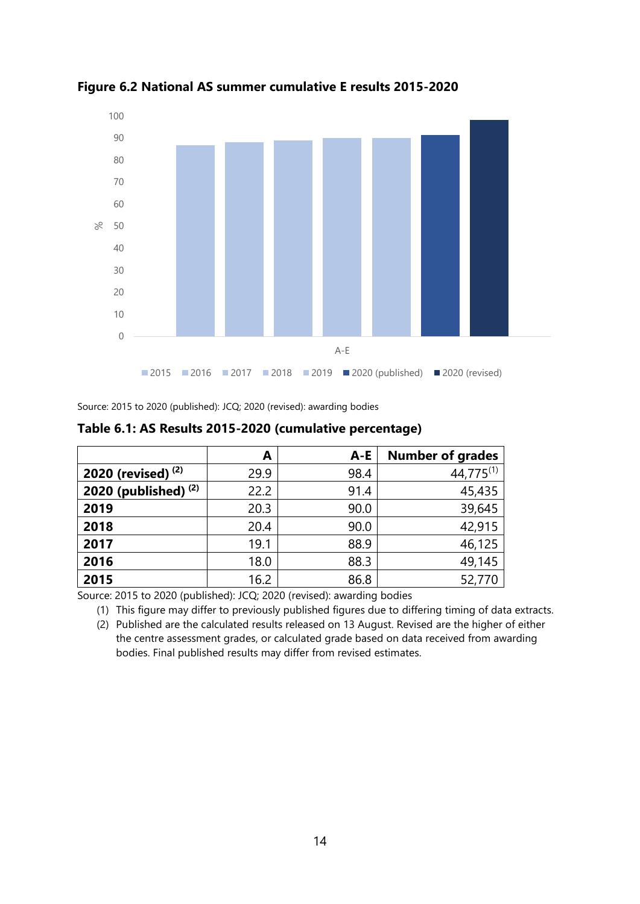**Figure 6.2 National AS summer cumulative E results 2015-2020**

Source: 2015 to 2020 (published): JCQ; 2020 (revised): awarding bodies

**Table 6.1: AS Results 2015-2020 (cumulative percentage)**

| | A | A-E | Number of grades |
|---|---|---|---|
| **2020 (revised)** (2) | 29.9 | 98.4 | 44,775(1) |
| **2020 (published)** (2) | 22.2 | 91.4 | 45,435 |
| **2019** | 20.3 | 90.0 | 39,645 |
| **2018** | 20.4 | 90.0 | 42,915 |
| **2017** | 19.1 | 88.9 | 46,125 |
| **2016** | 18.0 | 88.3 | 49,145 |
| **2015** | 16.2 | 86.8 | 52,770 |

Source: 2015 to 2020 (published): JCQ; 2020 (revised): awarding bodies

(1) This figure may differ to previously published figures due to differing timing of data extracts.
(2) Published are the calculated results released on 13 August. Revised are the higher of either the centre assessment grades, or calculated grade based on data received from awarding bodies. Final published results may differ from revised estimates.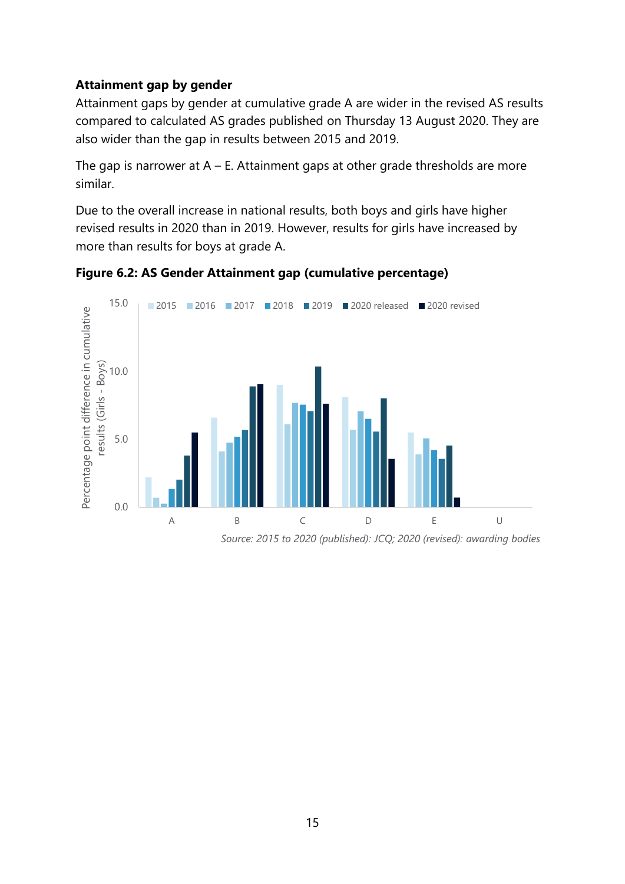**Attainment gap by gender**

Attainment gaps by gender at cumulative grade A are wider in the revised AS results compared to calculated AS grades published on Thursday 13 August 2020. They are also wider than the gap in results between 2015 and 2019.

The gap is narrower at A – E. Attainment gaps at other grade thresholds are more similar.

Due to the overall increase in national results, both boys and girls have higher revised results in 2020 than in 2019. However, results for girls have increased by more than results for boys at grade A.

**Figure 6.2: AS Gender Attainment gap (cumulative percentage)**

*Source: 2015 to 2020 (published): JCQ; 2020 (revised): awarding bodies*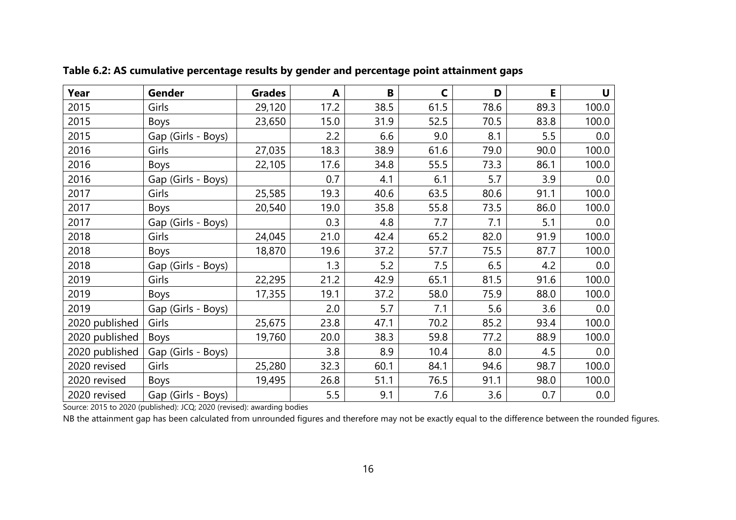**Table 6.2: AS cumulative percentage results by gender and percentage point attainment gaps**

| Year | Gender | Grades | A | B | C | D | E | U |
|---|---|---|---|---|---|---|---|---|
| 2015 | Girls | 29,120 | 17.2 | 38.5 | 61.5 | 78.6 | 89.3 | 100.0 |
| 2015 | Boys | 23,650 | 15.0 | 31.9 | 52.5 | 70.5 | 83.8 | 100.0 |
| 2015 | Gap (Girls - Boys) | | 2.2 | 6.6 | 9.0 | 8.1 | 5.5 | 0.0 |
| 2016 | Girls | 27,035 | 18.3 | 38.9 | 61.6 | 79.0 | 90.0 | 100.0 |
| 2016 | Boys | 22,105 | 17.6 | 34.8 | 55.5 | 73.3 | 86.1 | 100.0 |
| 2016 | Gap (Girls - Boys) | | 0.7 | 4.1 | 6.1 | 5.7 | 3.9 | 0.0 |
| 2017 | Girls | 25,585 | 19.3 | 40.6 | 63.5 | 80.6 | 91.1 | 100.0 |
| 2017 | Boys | 20,540 | 19.0 | 35.8 | 55.8 | 73.5 | 86.0 | 100.0 |
| 2017 | Gap (Girls - Boys) | | 0.3 | 4.8 | 7.7 | 7.1 | 5.1 | 0.0 |
| 2018 | Girls | 24,045 | 21.0 | 42.4 | 65.2 | 82.0 | 91.9 | 100.0 |
| 2018 | Boys | 18,870 | 19.6 | 37.2 | 57.7 | 75.5 | 87.7 | 100.0 |
| 2018 | Gap (Girls - Boys) | | 1.3 | 5.2 | 7.5 | 6.5 | 4.2 | 0.0 |
| 2019 | Girls | 22,295 | 21.2 | 42.9 | 65.1 | 81.5 | 91.6 | 100.0 |
| 2019 | Boys | 17,355 | 19.1 | 37.2 | 58.0 | 75.9 | 88.0 | 100.0 |
| 2019 | Gap (Girls - Boys) | | 2.0 | 5.7 | 7.1 | 5.6 | 3.6 | 0.0 |
| 2020 published | Girls | 25,675 | 23.8 | 47.1 | 70.2 | 85.2 | 93.4 | 100.0 |
| 2020 published | Boys | 19,760 | 20.0 | 38.3 | 59.8 | 77.2 | 88.9 | 100.0 |
| 2020 published | Gap (Girls - Boys) | | 3.8 | 8.9 | 10.4 | 8.0 | 4.5 | 0.0 |
| 2020 revised | Girls | 25,280 | 32.3 | 60.1 | 84.1 | 94.6 | 98.7 | 100.0 |
| 2020 revised | Boys | 19,495 | 26.8 | 51.1 | 76.5 | 91.1 | 98.0 | 100.0 |
| 2020 revised | Gap (Girls - Boys) | | 5.5 | 9.1 | 7.6 | 3.6 | 0.7 | 0.0 |

Source: 2015 to 2020 (published): JCQ; 2020 (revised): awarding bodies

NB the attainment gap has been calculated from unrounded figures and therefore may not be exactly equal to the difference between the rounded figures.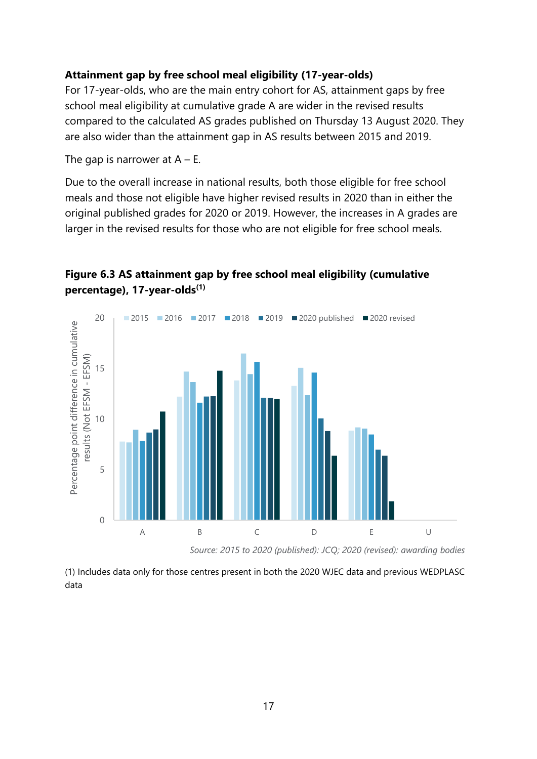**Attainment gap by free school meal eligibility (17-year-olds)**

For 17-year-olds, who are the main entry cohort for AS, attainment gaps by free school meal eligibility at cumulative grade A are wider in the revised results compared to the calculated AS grades published on Thursday 13 August 2020. They are also wider than the attainment gap in AS results between 2015 and 2019.

The gap is narrower at A – E.

Due to the overall increase in national results, both those eligible for free school meals and those not eligible have higher revised results in 2020 than in either the original published grades for 2020 or 2019. However, the increases in A grades are larger in the revised results for those who are not eligible for free school meals.

**Figure 6.3 AS attainment gap by free school meal eligibility (cumulative percentage), 17-year-olds[1]**

*Source: 2015 to 2020 (published): JCQ; 2020 (revised): awarding bodies*

(1) Includes data only for those centres present in both the 2020 WJEC data and previous WEDPLASC data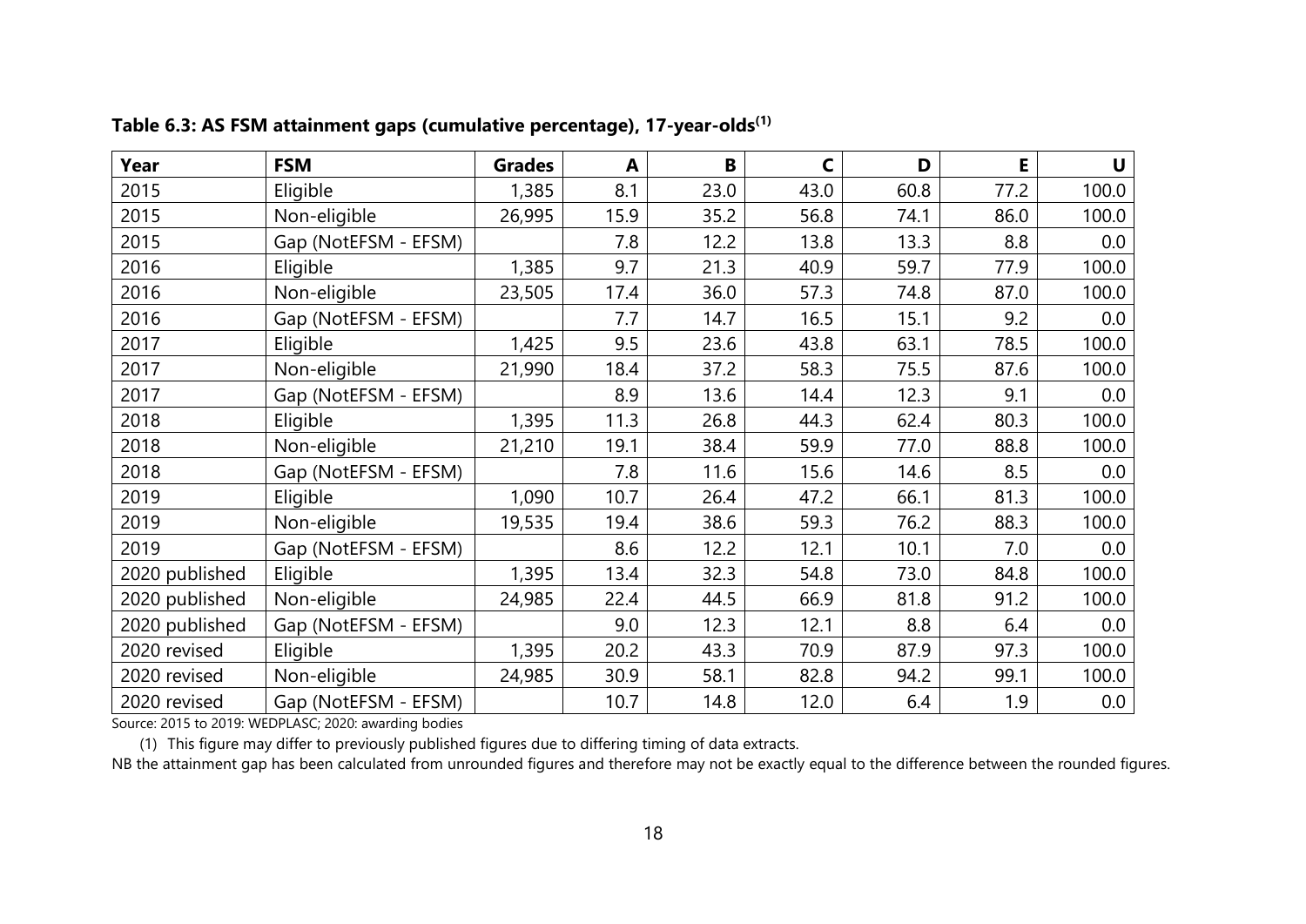**Table 6.3: AS FSM attainment gaps (cumulative percentage), 17-year-olds[1]**

| Year | FSM | Grades | A | B | C | D | E | U |
|---|---|---|---|---|---|---|---|---|
| 2015 | Eligible | 1,385 | 8.1 | 23.0 | 43.0 | 60.8 | 77.2 | 100.0 |
| 2015 | Non-eligible | 26,995 | 15.9 | 35.2 | 56.8 | 74.1 | 86.0 | 100.0 |
| 2015 | Gap (NotEFSM - EFSM) | | 7.8 | 12.2 | 13.8 | 13.3 | 8.8 | 0.0 |
| 2016 | Eligible | 1,385 | 9.7 | 21.3 | 40.9 | 59.7 | 77.9 | 100.0 |
| 2016 | Non-eligible | 23,505 | 17.4 | 36.0 | 57.3 | 74.8 | 87.0 | 100.0 |
| 2016 | Gap (NotEFSM - EFSM) | | 7.7 | 14.7 | 16.5 | 15.1 | 9.2 | 0.0 |
| 2017 | Eligible | 1,425 | 9.5 | 23.6 | 43.8 | 63.1 | 78.5 | 100.0 |
| 2017 | Non-eligible | 21,990 | 18.4 | 37.2 | 58.3 | 75.5 | 87.6 | 100.0 |
| 2017 | Gap (NotEFSM - EFSM) | | 8.9 | 13.6 | 14.4 | 12.3 | 9.1 | 0.0 |
| 2018 | Eligible | 1,395 | 11.3 | 26.8 | 44.3 | 62.4 | 80.3 | 100.0 |
| 2018 | Non-eligible | 21,210 | 19.1 | 38.4 | 59.9 | 77.0 | 88.8 | 100.0 |
| 2018 | Gap (NotEFSM - EFSM) | | 7.8 | 11.6 | 15.6 | 14.6 | 8.5 | 0.0 |
| 2019 | Eligible | 1,090 | 10.7 | 26.4 | 47.2 | 66.1 | 81.3 | 100.0 |
| 2019 | Non-eligible | 19,535 | 19.4 | 38.6 | 59.3 | 76.2 | 88.3 | 100.0 |
| 2019 | Gap (NotEFSM - EFSM) | | 8.6 | 12.2 | 12.1 | 10.1 | 7.0 | 0.0 |
| 2020 published | Eligible | 1,395 | 13.4 | 32.3 | 54.8 | 73.0 | 84.8 | 100.0 |
| 2020 published | Non-eligible | 24,985 | 22.4 | 44.5 | 66.9 | 81.8 | 91.2 | 100.0 |
| 2020 published | Gap (NotEFSM - EFSM) | | 9.0 | 12.3 | 12.1 | 8.8 | 6.4 | 0.0 |
| 2020 revised | Eligible | 1,395 | 20.2 | 43.3 | 70.9 | 87.9 | 97.3 | 100.0 |
| 2020 revised | Non-eligible | 24,985 | 30.9 | 58.1 | 82.8 | 94.2 | 99.1 | 100.0 |
| 2020 revised | Gap (NotEFSM - EFSM) | | 10.7 | 14.8 | 12.0 | 6.4 | 1.9 | 0.0 |

Source: 2015 to 2019: WEDPLASC; 2020: awarding bodies

(1) This figure may differ to previously published figures due to differing timing of data extracts.

NB the attainment gap has been calculated from unrounded figures and therefore may not be exactly equal to the difference between the rounded figures.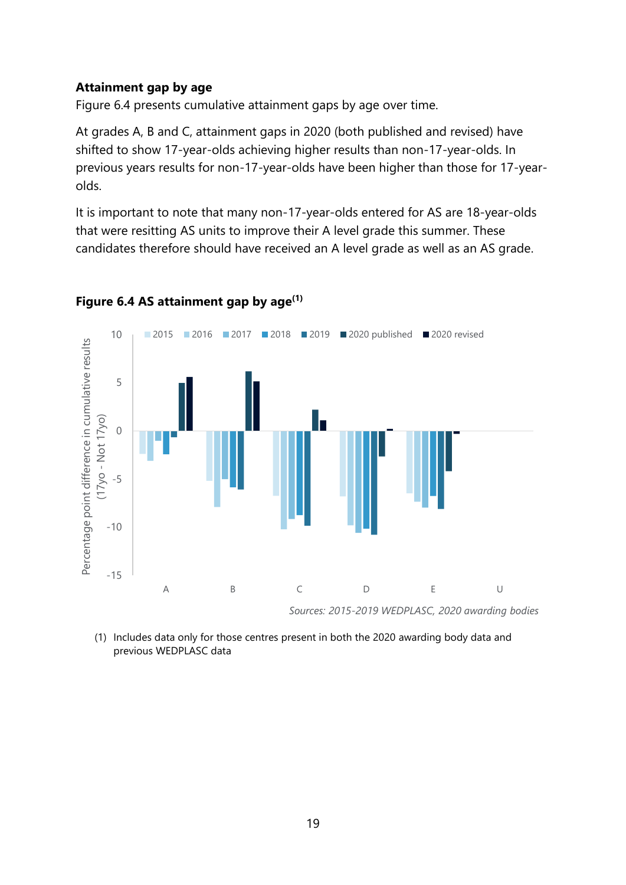**Attainment gap by age**

Figure 6.4 presents cumulative attainment gaps by age over time.

At grades A, B and C, attainment gaps in 2020 (both published and revised) have shifted to show 17-year-olds achieving higher results than non-17-year-olds. In previous years results for non-17-year-olds have been higher than those for 17-year-olds.

It is important to note that many non-17-year-olds entered for AS are 18-year-olds that were resitting AS units to improve their A level grade this summer. These candidates therefore should have received an A level grade as well as an AS grade.

**Figure 6.4 AS attainment gap by age[(1)]**

*Sources: 2015-2019 WEDPLASC, 2020 awarding bodies*

(1) Includes data only for those centres present in both the 2020 awarding body data and previous WEDPLASC data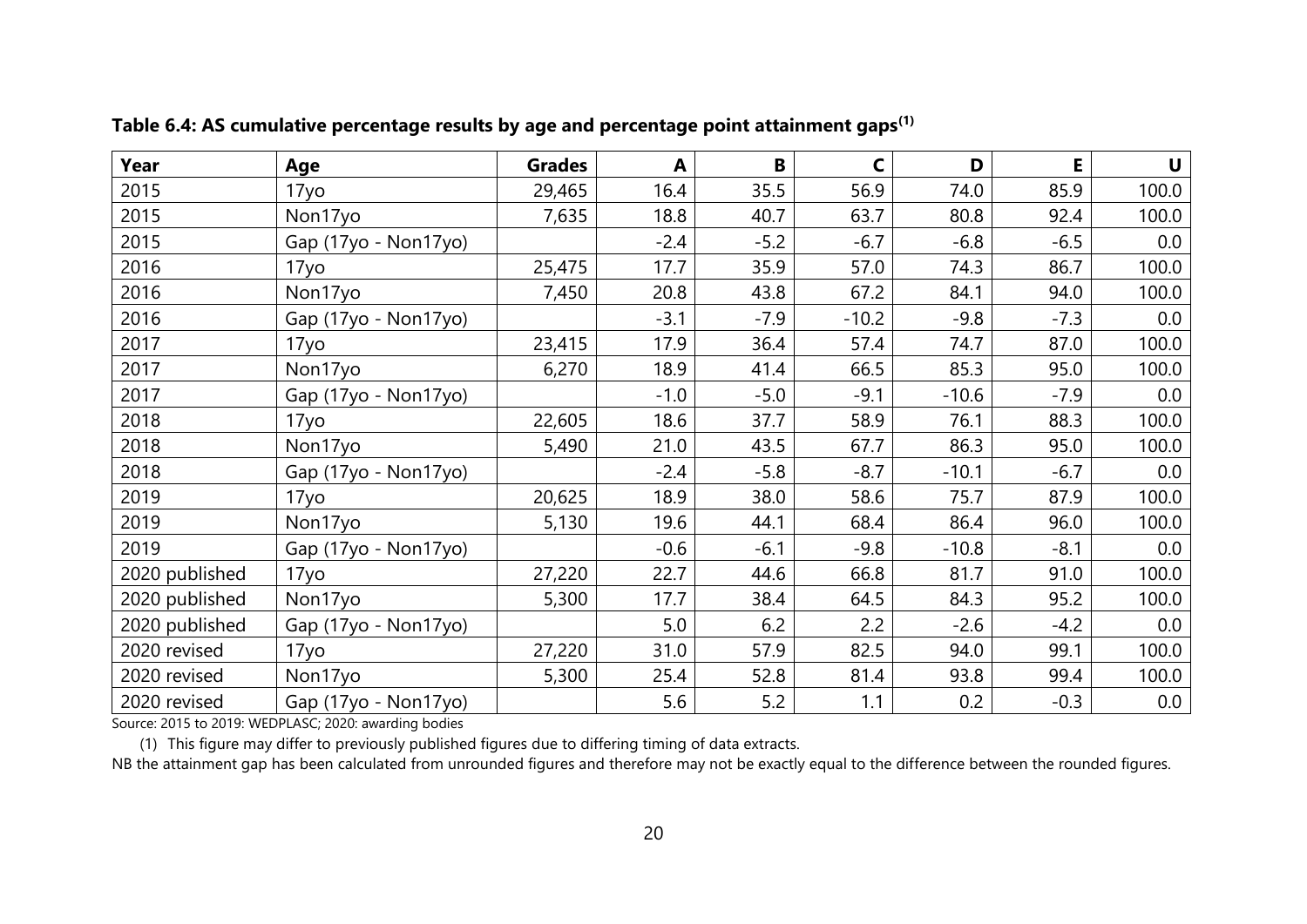**Table 6.4: AS cumulative percentage results by age and percentage point attainment gaps[1]**

| Year | Age | Grades | A | B | C | D | E | U |
|---|---|---|---|---|---|---|---|---|
| 2015 | 17yo | 29,465 | 16.4 | 35.5 | 56.9 | 74.0 | 85.9 | 100.0 |
| 2015 | Non17yo | 7,635 | 18.8 | 40.7 | 63.7 | 80.8 | 92.4 | 100.0 |
| 2015 | Gap (17yo - Non17yo) | | -2.4 | -5.2 | -6.7 | -6.8 | -6.5 | 0.0 |
| 2016 | 17yo | 25,475 | 17.7 | 35.9 | 57.0 | 74.3 | 86.7 | 100.0 |
| 2016 | Non17yo | 7,450 | 20.8 | 43.8 | 67.2 | 84.1 | 94.0 | 100.0 |
| 2016 | Gap (17yo - Non17yo) | | -3.1 | -7.9 | -10.2 | -9.8 | -7.3 | 0.0 |
| 2017 | 17yo | 23,415 | 17.9 | 36.4 | 57.4 | 74.7 | 87.0 | 100.0 |
| 2017 | Non17yo | 6,270 | 18.9 | 41.4 | 66.5 | 85.3 | 95.0 | 100.0 |
| 2017 | Gap (17yo - Non17yo) | | -1.0 | -5.0 | -9.1 | -10.6 | -7.9 | 0.0 |
| 2018 | 17yo | 22,605 | 18.6 | 37.7 | 58.9 | 76.1 | 88.3 | 100.0 |
| 2018 | Non17yo | 5,490 | 21.0 | 43.5 | 67.7 | 86.3 | 95.0 | 100.0 |
| 2018 | Gap (17yo - Non17yo) | | -2.4 | -5.8 | -8.7 | -10.1 | -6.7 | 0.0 |
| 2019 | 17yo | 20,625 | 18.9 | 38.0 | 58.6 | 75.7 | 87.9 | 100.0 |
| 2019 | Non17yo | 5,130 | 19.6 | 44.1 | 68.4 | 86.4 | 96.0 | 100.0 |
| 2019 | Gap (17yo - Non17yo) | | -0.6 | -6.1 | -9.8 | -10.8 | -8.1 | 0.0 |
| 2020 published | 17yo | 27,220 | 22.7 | 44.6 | 66.8 | 81.7 | 91.0 | 100.0 |
| 2020 published | Non17yo | 5,300 | 17.7 | 38.4 | 64.5 | 84.3 | 95.2 | 100.0 |
| 2020 published | Gap (17yo - Non17yo) | | 5.0 | 6.2 | 2.2 | -2.6 | -4.2 | 0.0 |
| 2020 revised | 17yo | 27,220 | 31.0 | 57.9 | 82.5 | 94.0 | 99.1 | 100.0 |
| 2020 revised | Non17yo | 5,300 | 25.4 | 52.8 | 81.4 | 93.8 | 99.4 | 100.0 |
| 2020 revised | Gap (17yo - Non17yo) | | 5.6 | 5.2 | 1.1 | 0.2 | -0.3 | 0.0 |

Source: 2015 to 2019: WEDPLASC; 2020: awarding bodies

(1) This figure may differ to previously published figures due to differing timing of data extracts.

NB the attainment gap has been calculated from unrounded figures and therefore may not be exactly equal to the difference between the rounded figures.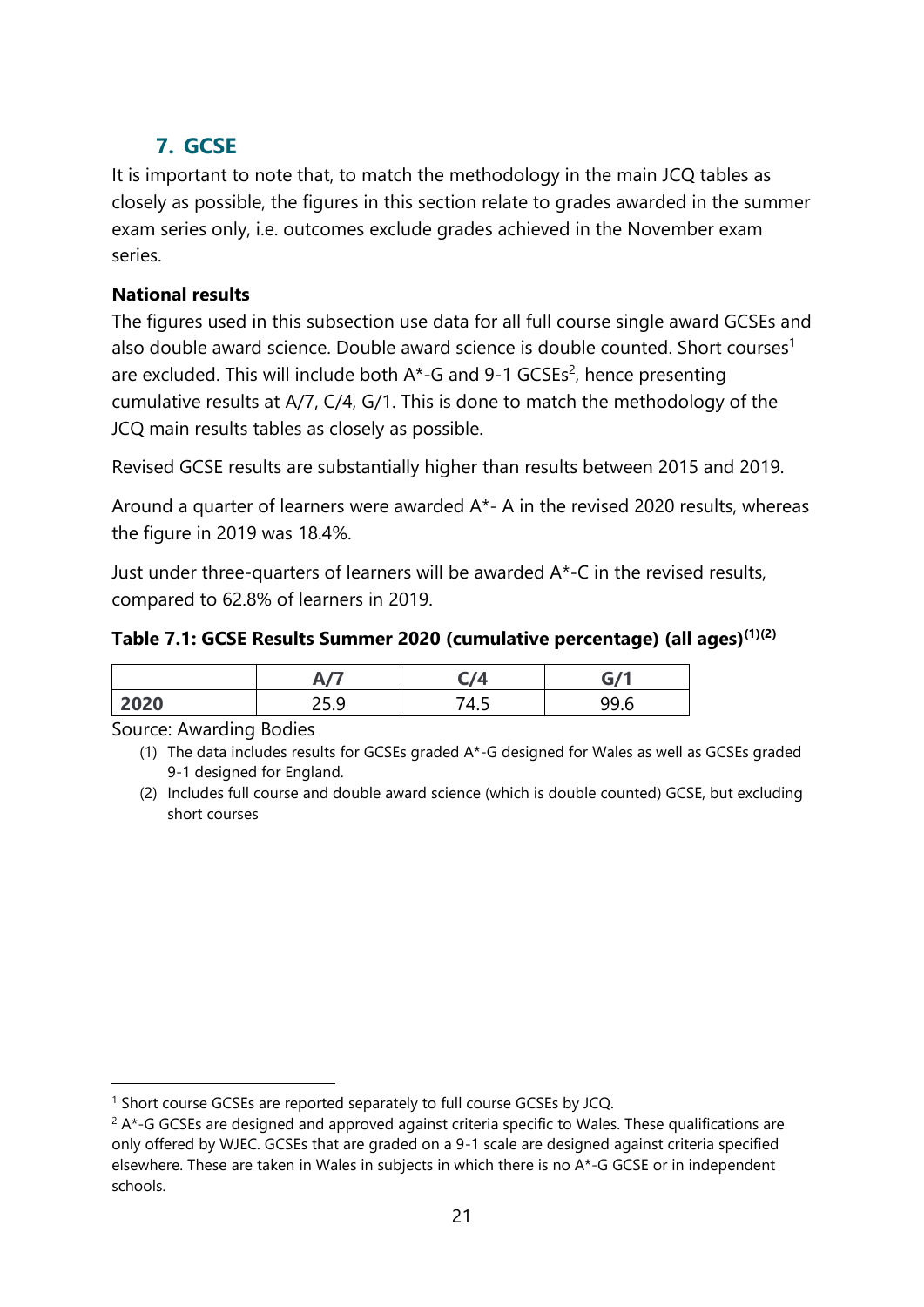## 7. GCSE

It is important to note that, to match the methodology in the main JCQ tables as closely as possible, the figures in this section relate to grades awarded in the summer exam series only, i.e. outcomes exclude grades achieved in the November exam series.

**National results**

The figures used in this subsection use data for all full course single award GCSEs and also double award science. Double award science is double counted. Short courses[1] are excluded. This will include both A*-G and 9-1 GCSEs[2], hence presenting cumulative results at A/7, C/4, G/1. This is done to match the methodology of the JCQ main results tables as closely as possible.

Revised GCSE results are substantially higher than results between 2015 and 2019.

Around a quarter of learners were awarded A*- A in the revised 2020 results, whereas the figure in 2019 was 18.4%.

Just under three-quarters of learners will be awarded A*-C in the revised results, compared to 62.8% of learners in 2019.

**Table 7.1: GCSE Results Summer 2020 (cumulative percentage) (all ages)(1)(2)**

| | A/7 | C/4 | G/1 |
|---|---|---|---|
| **2020** | 25.9 | 74.5 | 99.6 |

Source: Awarding Bodies

(1) The data includes results for GCSEs graded A*-G designed for Wales as well as GCSEs graded 9-1 designed for England.

(2) Includes full course and double award science (which is double counted) GCSE, but excluding short courses

[1] Short course GCSEs are reported separately to full course GCSEs by JCQ.

[2] A*-G GCSEs are designed and approved against criteria specific to Wales. These qualifications are only offered by WJEC. GCSEs that are graded on a 9-1 scale are designed against criteria specified elsewhere. These are taken in Wales in subjects in which there is no A*-G GCSE or in independent schools.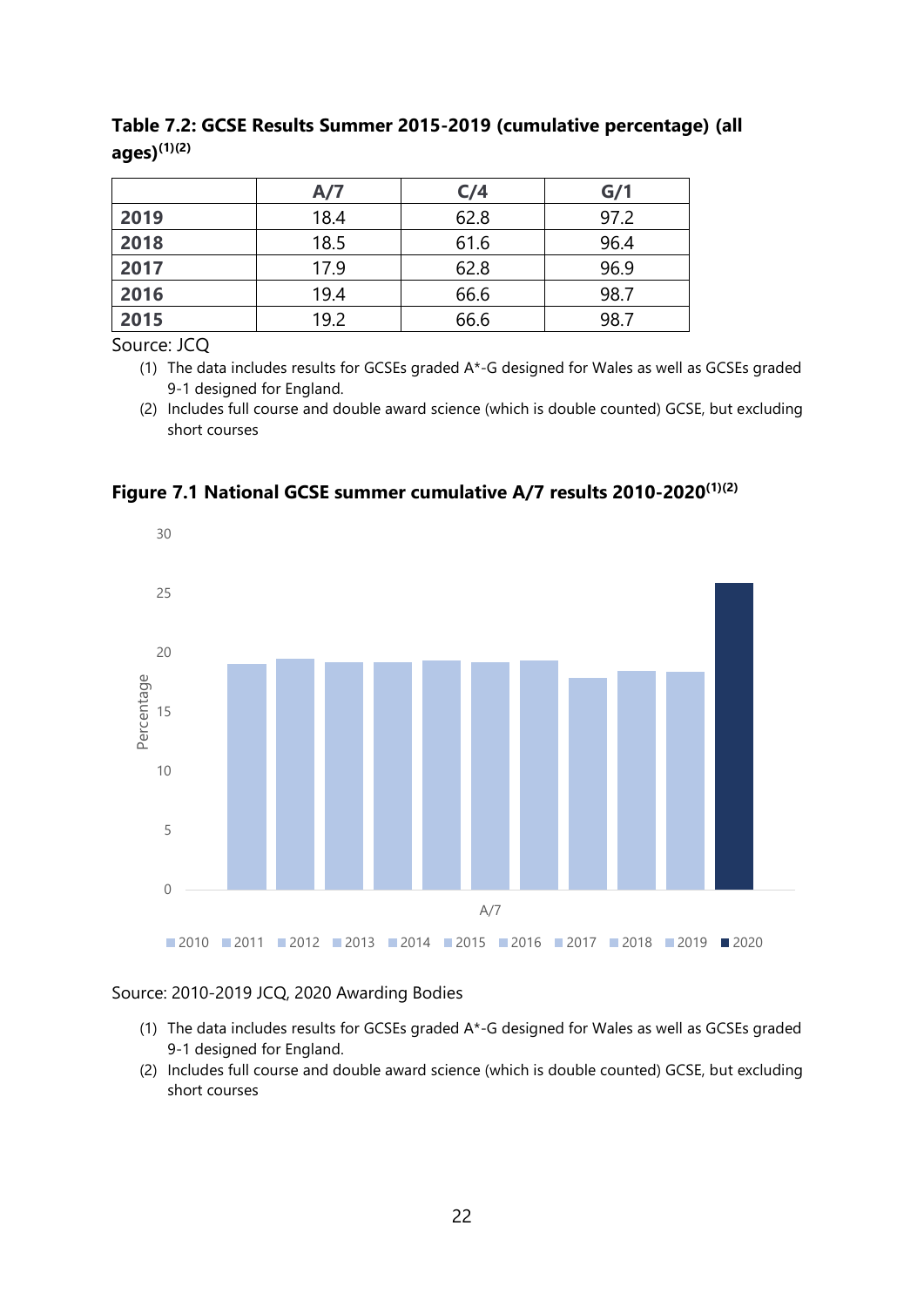**Table 7.2: GCSE Results Summer 2015-2019 (cumulative percentage) (all ages)(1)(2)**

| | A/7 | C/4 | G/1 |
|---|---|---|---|
| **2019** | 18.4 | 62.8 | 97.2 |
| **2018** | 18.5 | 61.6 | 96.4 |
| **2017** | 17.9 | 62.8 | 96.9 |
| **2016** | 19.4 | 66.6 | 98.7 |
| **2015** | 19.2 | 66.6 | 98.7 |

Source: JCQ

(1) The data includes results for GCSEs graded A*-G designed for Wales as well as GCSEs graded 9-1 designed for England.
(2) Includes full course and double award science (which is double counted) GCSE, but excluding short courses

**Figure 7.1 National GCSE summer cumulative A/7 results 2010-2020(1)(2)**

Source: 2010-2019 JCQ, 2020 Awarding Bodies

(1) The data includes results for GCSEs graded A*-G designed for Wales as well as GCSEs graded 9-1 designed for England.
(2) Includes full course and double award science (which is double counted) GCSE, but excluding short courses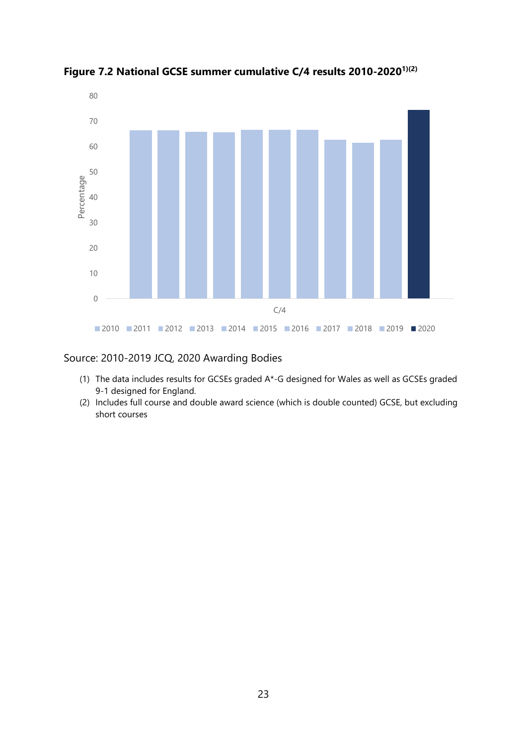**Figure 7.2 National GCSE summer cumulative C/4 results 2010-2020[1)(2)]**

Source: 2010-2019 JCQ, 2020 Awarding Bodies

(1) The data includes results for GCSEs graded A*-G designed for Wales as well as GCSEs graded 9-1 designed for England.

(2) Includes full course and double award science (which is double counted) GCSE, but excluding short courses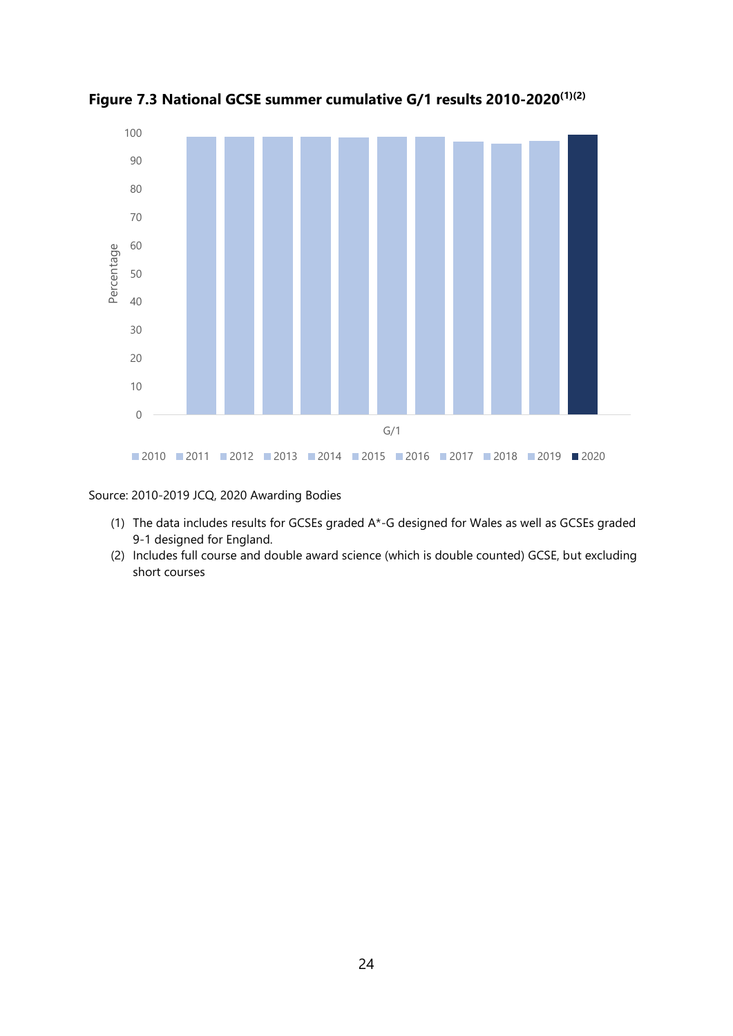**Figure 7.3 National GCSE summer cumulative G/1 results 2010-2020[(1)(2)]**

Source: 2010-2019 JCQ, 2020 Awarding Bodies

(1) The data includes results for GCSEs graded A*-G designed for Wales as well as GCSEs graded 9-1 designed for England.

(2) Includes full course and double award science (which is double counted) GCSE, but excluding short courses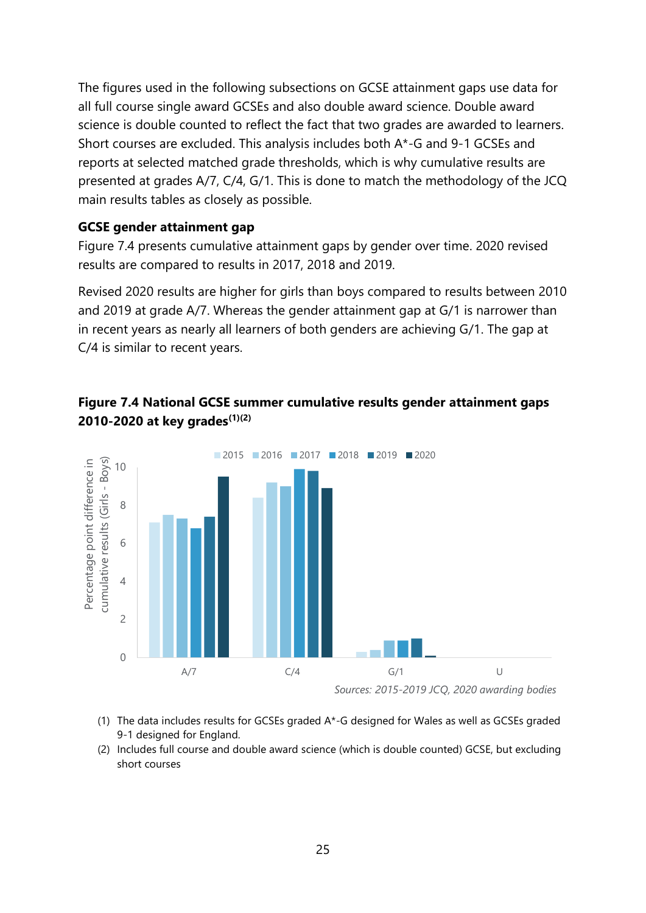The figures used in the following subsections on GCSE attainment gaps use data for all full course single award GCSEs and also double award science. Double award science is double counted to reflect the fact that two grades are awarded to learners. Short courses are excluded. This analysis includes both A*-G and 9-1 GCSEs and reports at selected matched grade thresholds, which is why cumulative results are presented at grades A/7, C/4, G/1. This is done to match the methodology of the JCQ main results tables as closely as possible.

**GCSE gender attainment gap**

Figure 7.4 presents cumulative attainment gaps by gender over time. 2020 revised results are compared to results in 2017, 2018 and 2019.

Revised 2020 results are higher for girls than boys compared to results between 2010 and 2019 at grade A/7. Whereas the gender attainment gap at G/1 is narrower than in recent years as nearly all learners of both genders are achieving G/1. The gap at C/4 is similar to recent years.

**Figure 7.4 National GCSE summer cumulative results gender attainment gaps 2010-2020 at key grades(1)(2)**

*Sources: 2015-2019 JCQ, 2020 awarding bodies*

(1) The data includes results for GCSEs graded A*-G designed for Wales as well as GCSEs graded 9-1 designed for England.

(2) Includes full course and double award science (which is double counted) GCSE, but excluding short courses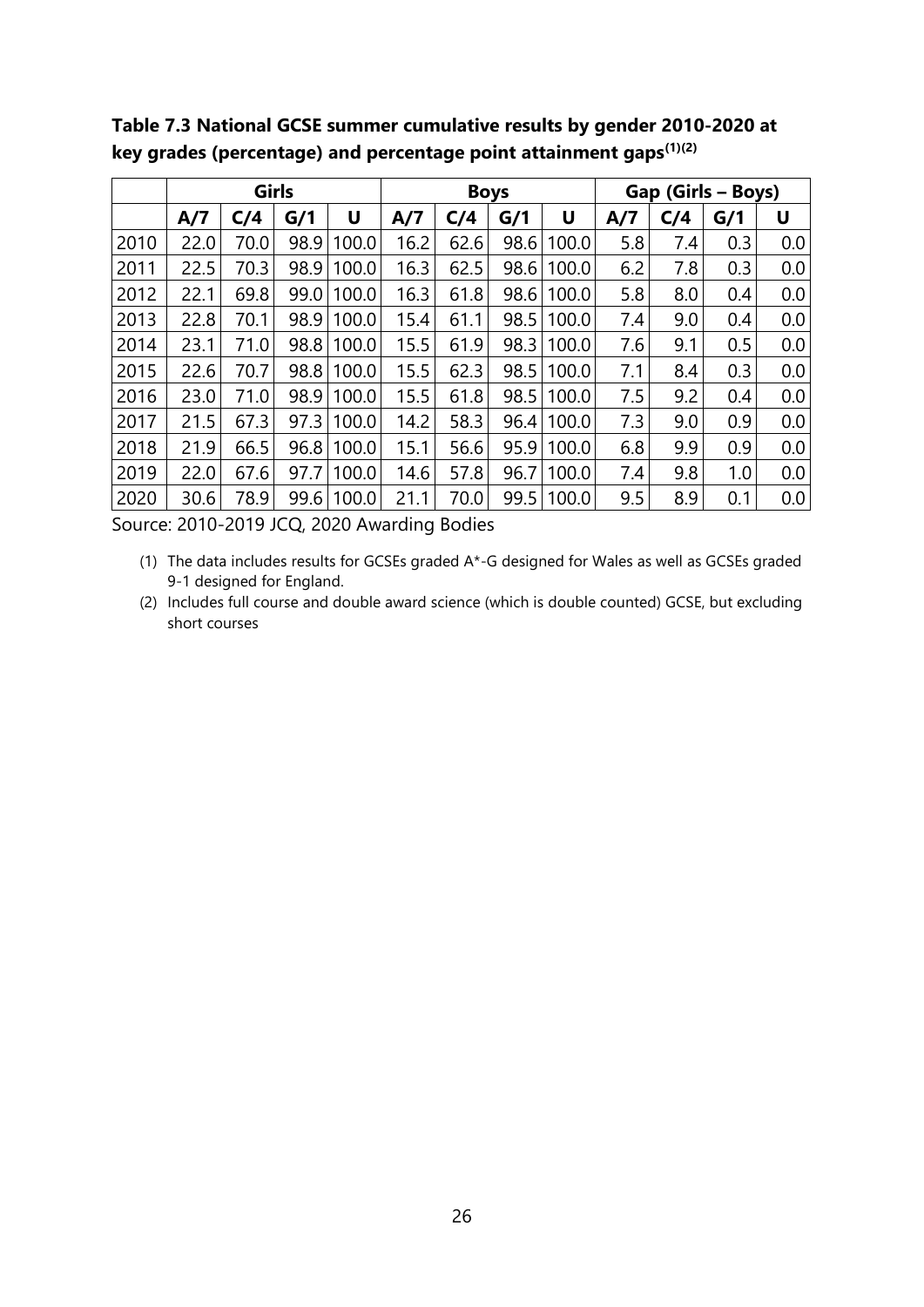**Table 7.3 National GCSE summer cumulative results by gender 2010-2020 at key grades (percentage) and percentage point attainment gaps[(1)(2)]**

| | Girls | | | | Boys | | | | Gap (Girls – Boys) | | | |
|---|---|---|---|---|---|---|---|---|---|---|---|---|
| | A/7 | C/4 | G/1 | U | A/7 | C/4 | G/1 | U | A/7 | C/4 | G/1 | U |
| 2010 | 22.0 | 70.0 | 98.9 | 100.0 | 16.2 | 62.6 | 98.6 | 100.0 | 5.8 | 7.4 | 0.3 | 0.0 |
| 2011 | 22.5 | 70.3 | 98.9 | 100.0 | 16.3 | 62.5 | 98.6 | 100.0 | 6.2 | 7.8 | 0.3 | 0.0 |
| 2012 | 22.1 | 69.8 | 99.0 | 100.0 | 16.3 | 61.8 | 98.6 | 100.0 | 5.8 | 8.0 | 0.4 | 0.0 |
| 2013 | 22.8 | 70.1 | 98.9 | 100.0 | 15.4 | 61.1 | 98.5 | 100.0 | 7.4 | 9.0 | 0.4 | 0.0 |
| 2014 | 23.1 | 71.0 | 98.8 | 100.0 | 15.5 | 61.9 | 98.3 | 100.0 | 7.6 | 9.1 | 0.5 | 0.0 |
| 2015 | 22.6 | 70.7 | 98.8 | 100.0 | 15.5 | 62.3 | 98.5 | 100.0 | 7.1 | 8.4 | 0.3 | 0.0 |
| 2016 | 23.0 | 71.0 | 98.9 | 100.0 | 15.5 | 61.8 | 98.5 | 100.0 | 7.5 | 9.2 | 0.4 | 0.0 |
| 2017 | 21.5 | 67.3 | 97.3 | 100.0 | 14.2 | 58.3 | 96.4 | 100.0 | 7.3 | 9.0 | 0.9 | 0.0 |
| 2018 | 21.9 | 66.5 | 96.8 | 100.0 | 15.1 | 56.6 | 95.9 | 100.0 | 6.8 | 9.9 | 0.9 | 0.0 |
| 2019 | 22.0 | 67.6 | 97.7 | 100.0 | 14.6 | 57.8 | 96.7 | 100.0 | 7.4 | 9.8 | 1.0 | 0.0 |
| 2020 | 30.6 | 78.9 | 99.6 | 100.0 | 21.1 | 70.0 | 99.5 | 100.0 | 9.5 | 8.9 | 0.1 | 0.0 |

Source: 2010-2019 JCQ, 2020 Awarding Bodies

(1) The data includes results for GCSEs graded A*-G designed for Wales as well as GCSEs graded 9-1 designed for England.

(2) Includes full course and double award science (which is double counted) GCSE, but excluding short courses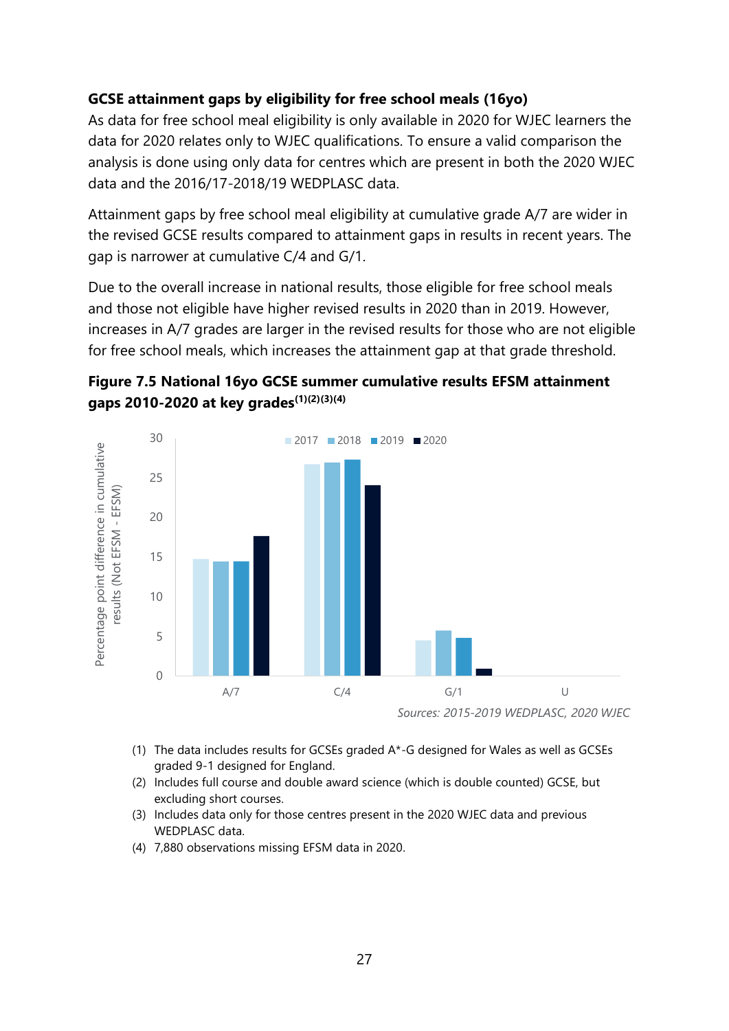**GCSE attainment gaps by eligibility for free school meals (16yo)**

As data for free school meal eligibility is only available in 2020 for WJEC learners the data for 2020 relates only to WJEC qualifications. To ensure a valid comparison the analysis is done using only data for centres which are present in both the 2020 WJEC data and the 2016/17-2018/19 WEDPLASC data.

Attainment gaps by free school meal eligibility at cumulative grade A/7 are wider in the revised GCSE results compared to attainment gaps in results in recent years. The gap is narrower at cumulative C/4 and G/1.

Due to the overall increase in national results, those eligible for free school meals and those not eligible have higher revised results in 2020 than in 2019. However, increases in A/7 grades are larger in the revised results for those who are not eligible for free school meals, which increases the attainment gap at that grade threshold.

**Figure 7.5 National 16yo GCSE summer cumulative results EFSM attainment gaps 2010-2020 at key grades[(1)(2)(3)(4)]**

*Sources: 2015-2019 WEDPLASC, 2020 WJEC*

(1) The data includes results for GCSEs graded A*-G designed for Wales as well as GCSEs graded 9-1 designed for England.
(2) Includes full course and double award science (which is double counted) GCSE, but excluding short courses.
(3) Includes data only for those centres present in the 2020 WJEC data and previous WEDPLASC data.
(4) 7,880 observations missing EFSM data in 2020.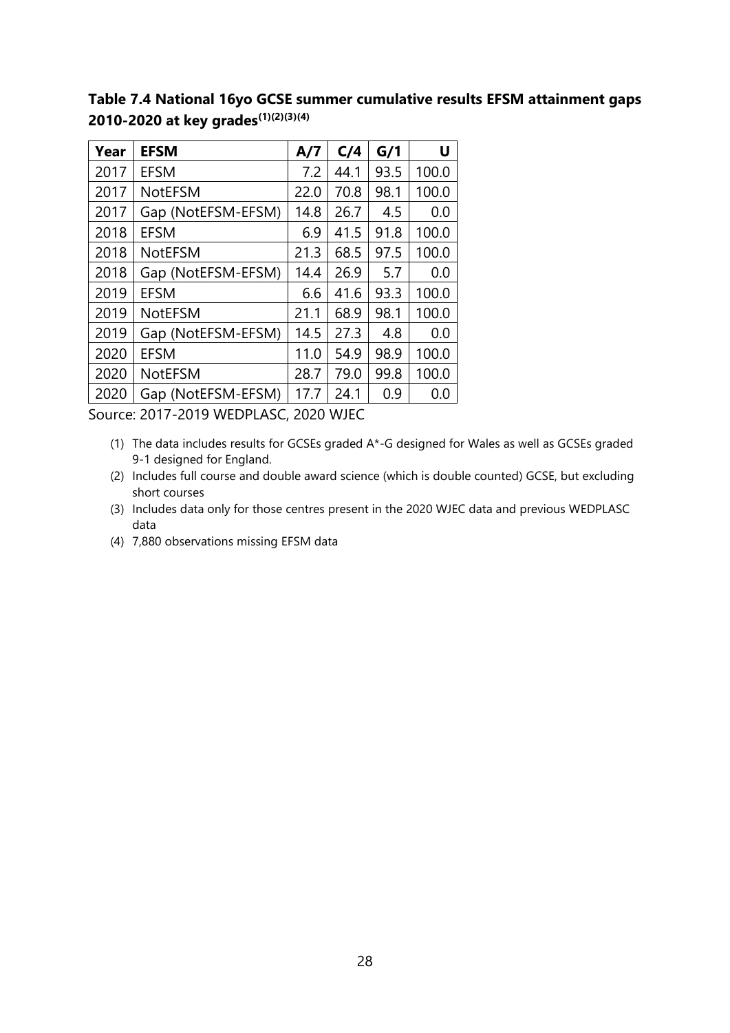**Table 7.4 National 16yo GCSE summer cumulative results EFSM attainment gaps 2010-2020 at key grades(1)(2)(3)(4)**

| Year | EFSM | A/7 | C/4 | G/1 | U |
|---|---|---|---|---|---|
| 2017 | EFSM | 7.2 | 44.1 | 93.5 | 100.0 |
| 2017 | NotEFSM | 22.0 | 70.8 | 98.1 | 100.0 |
| 2017 | Gap (NotEFSM-EFSM) | 14.8 | 26.7 | 4.5 | 0.0 |
| 2018 | EFSM | 6.9 | 41.5 | 91.8 | 100.0 |
| 2018 | NotEFSM | 21.3 | 68.5 | 97.5 | 100.0 |
| 2018 | Gap (NotEFSM-EFSM) | 14.4 | 26.9 | 5.7 | 0.0 |
| 2019 | EFSM | 6.6 | 41.6 | 93.3 | 100.0 |
| 2019 | NotEFSM | 21.1 | 68.9 | 98.1 | 100.0 |
| 2019 | Gap (NotEFSM-EFSM) | 14.5 | 27.3 | 4.8 | 0.0 |
| 2020 | EFSM | 11.0 | 54.9 | 98.9 | 100.0 |
| 2020 | NotEFSM | 28.7 | 79.0 | 99.8 | 100.0 |
| 2020 | Gap (NotEFSM-EFSM) | 17.7 | 24.1 | 0.9 | 0.0 |

Source: 2017-2019 WEDPLASC, 2020 WJEC

(1) The data includes results for GCSEs graded A*-G designed for Wales as well as GCSEs graded 9-1 designed for England.

(2) Includes full course and double award science (which is double counted) GCSE, but excluding short courses

(3) Includes data only for those centres present in the 2020 WJEC data and previous WEDPLASC data

(4) 7,880 observations missing EFSM data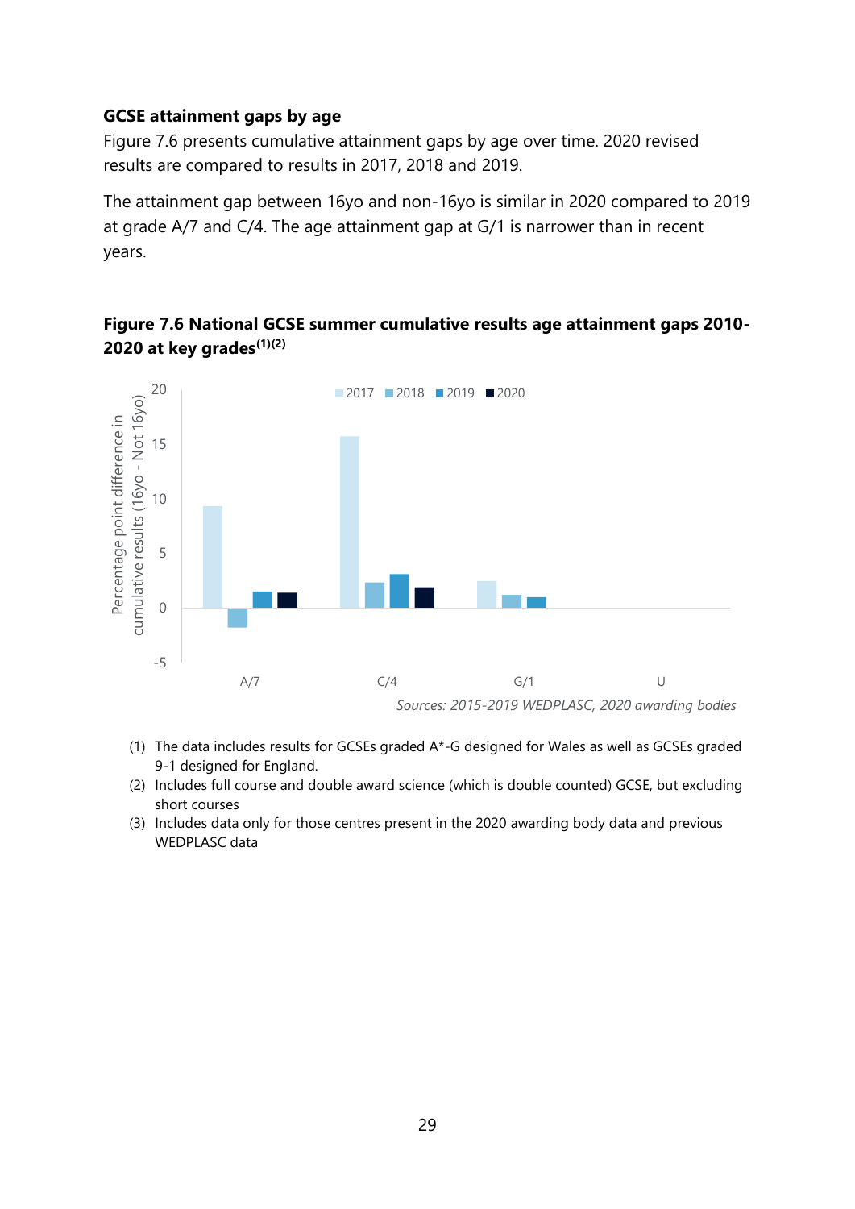### GCSE attainment gaps by age

Figure 7.6 presents cumulative attainment gaps by age over time. 2020 revised results are compared to results in 2017, 2018 and 2019.

The attainment gap between 16yo and non-16yo is similar in 2020 compared to 2019 at grade A/7 and C/4. The age attainment gap at G/1 is narrower than in recent years.

**Figure 7.6 National GCSE summer cumulative results age attainment gaps 2010-2020 at key grades[(1)(2)]**

*Sources: 2015-2019 WEDPLASC, 2020 awarding bodies*

(1) The data includes results for GCSEs graded A*-G designed for Wales as well as GCSEs graded 9-1 designed for England.

(2) Includes full course and double award science (which is double counted) GCSE, but excluding short courses

(3) Includes data only for those centres present in the 2020 awarding body data and previous WEDPLASC data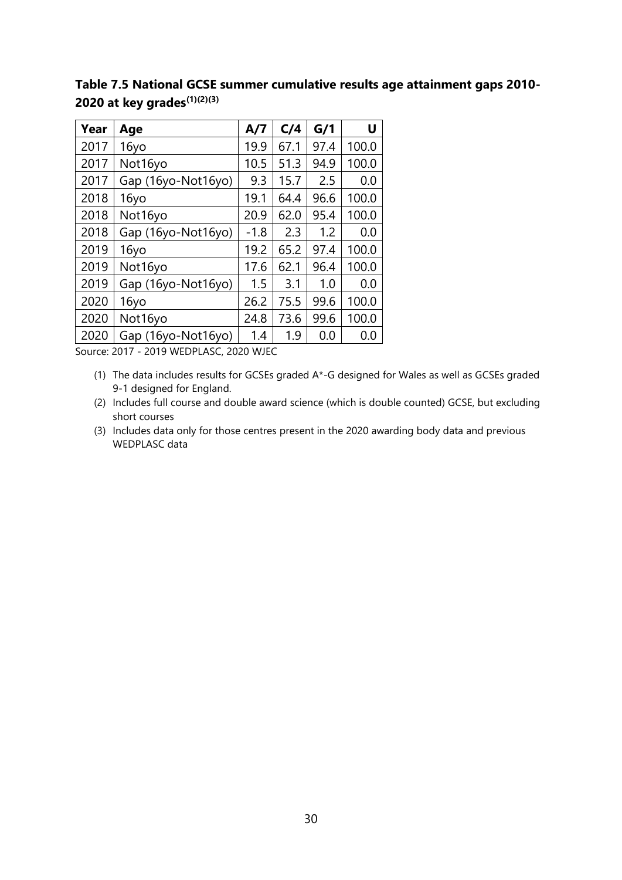**Table 7.5 National GCSE summer cumulative results age attainment gaps 2010-2020 at key grades(1)(2)(3)**

| Year | Age | A/7 | C/4 | G/1 | U |
|---|---|---|---|---|---|
| 2017 | 16yo | 19.9 | 67.1 | 97.4 | 100.0 |
| 2017 | Not16yo | 10.5 | 51.3 | 94.9 | 100.0 |
| 2017 | Gap (16yo-Not16yo) | 9.3 | 15.7 | 2.5 | 0.0 |
| 2018 | 16yo | 19.1 | 64.4 | 96.6 | 100.0 |
| 2018 | Not16yo | 20.9 | 62.0 | 95.4 | 100.0 |
| 2018 | Gap (16yo-Not16yo) | -1.8 | 2.3 | 1.2 | 0.0 |
| 2019 | 16yo | 19.2 | 65.2 | 97.4 | 100.0 |
| 2019 | Not16yo | 17.6 | 62.1 | 96.4 | 100.0 |
| 2019 | Gap (16yo-Not16yo) | 1.5 | 3.1 | 1.0 | 0.0 |
| 2020 | 16yo | 26.2 | 75.5 | 99.6 | 100.0 |
| 2020 | Not16yo | 24.8 | 73.6 | 99.6 | 100.0 |
| 2020 | Gap (16yo-Not16yo) | 1.4 | 1.9 | 0.0 | 0.0 |

Source: 2017 - 2019 WEDPLASC, 2020 WJEC

(1) The data includes results for GCSEs graded A*-G designed for Wales as well as GCSEs graded 9-1 designed for England.

(2) Includes full course and double award science (which is double counted) GCSE, but excluding short courses

(3) Includes data only for those centres present in the 2020 awarding body data and previous WEDPLASC data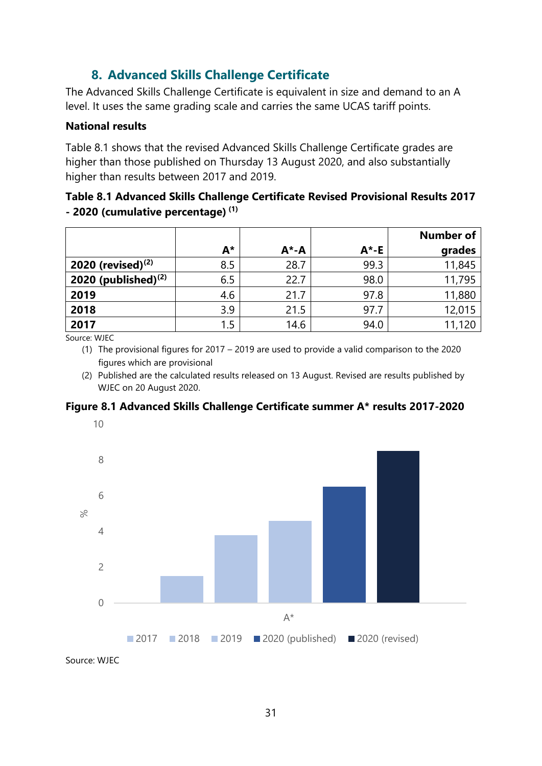## 8. Advanced Skills Challenge Certificate

The Advanced Skills Challenge Certificate is equivalent in size and demand to an A level. It uses the same grading scale and carries the same UCAS tariff points.

**National results**

Table 8.1 shows that the revised Advanced Skills Challenge Certificate grades are higher than those published on Thursday 13 August 2020, and also substantially higher than results between 2017 and 2019.

**Table 8.1 Advanced Skills Challenge Certificate Revised Provisional Results 2017 - 2020 (cumulative percentage) (1)**

| | A* | A*-A | A*-E | Number of grades |
|---|---|---|---|---|
| **2020 (revised)(2)** | 8.5 | 28.7 | 99.3 | 11,845 |
| **2020 (published)(2)** | 6.5 | 22.7 | 98.0 | 11,795 |
| **2019** | 4.6 | 21.7 | 97.8 | 11,880 |
| **2018** | 3.9 | 21.5 | 97.7 | 12,015 |
| **2017** | 1.5 | 14.6 | 94.0 | 11,120 |

Source: WJEC

(1) The provisional figures for 2017 – 2019 are used to provide a valid comparison to the 2020 figures which are provisional

(2) Published are the calculated results released on 13 August. Revised are results published by WJEC on 20 August 2020.

**Figure 8.1 Advanced Skills Challenge Certificate summer A* results 2017-2020**

Source: WJEC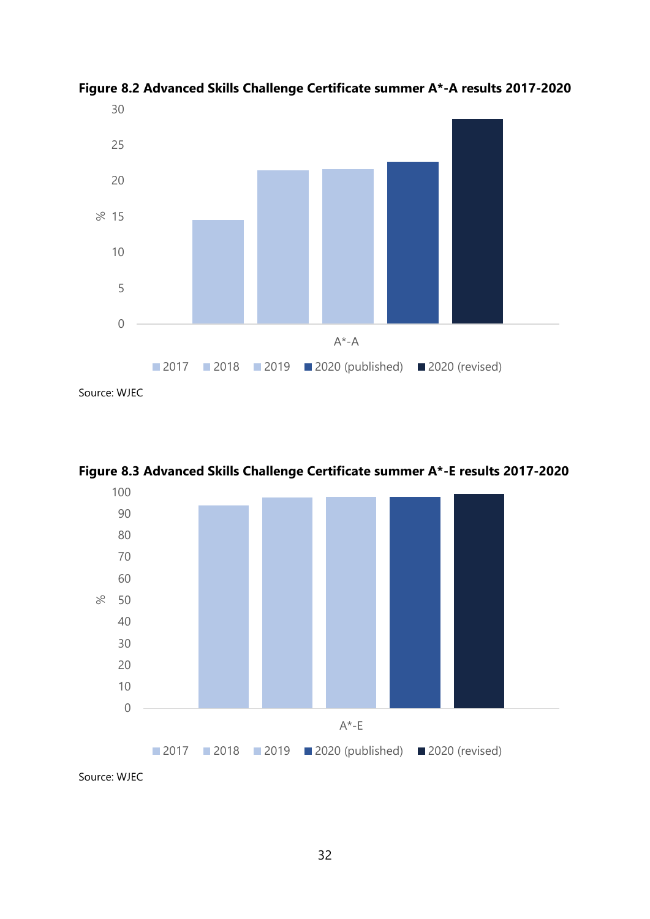**Figure 8.2 Advanced Skills Challenge Certificate summer A*-A results 2017-2020**

Source: WJEC

**Figure 8.3 Advanced Skills Challenge Certificate summer A*-E results 2017-2020**

Source: WJEC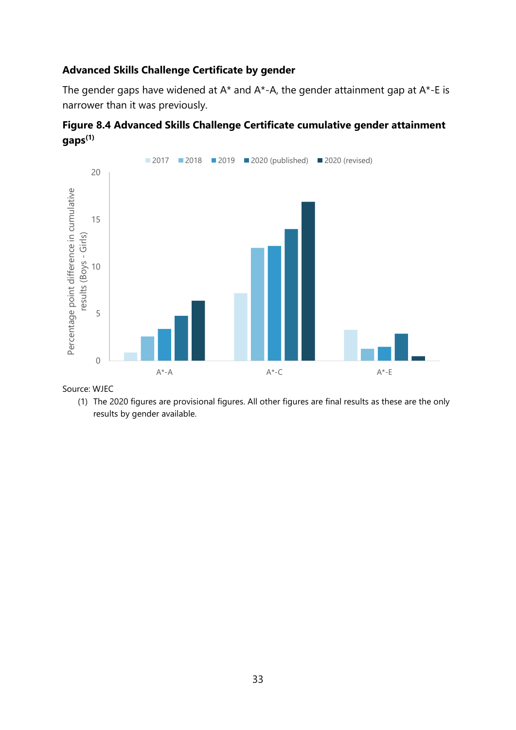### Advanced Skills Challenge Certificate by gender

The gender gaps have widened at A* and A*-A, the gender attainment gap at A*-E is narrower than it was previously.

**Figure 8.4 Advanced Skills Challenge Certificate cumulative gender attainment gaps(1)**

Source: WJEC

(1) The 2020 figures are provisional figures. All other figures are final results as these are the only results by gender available.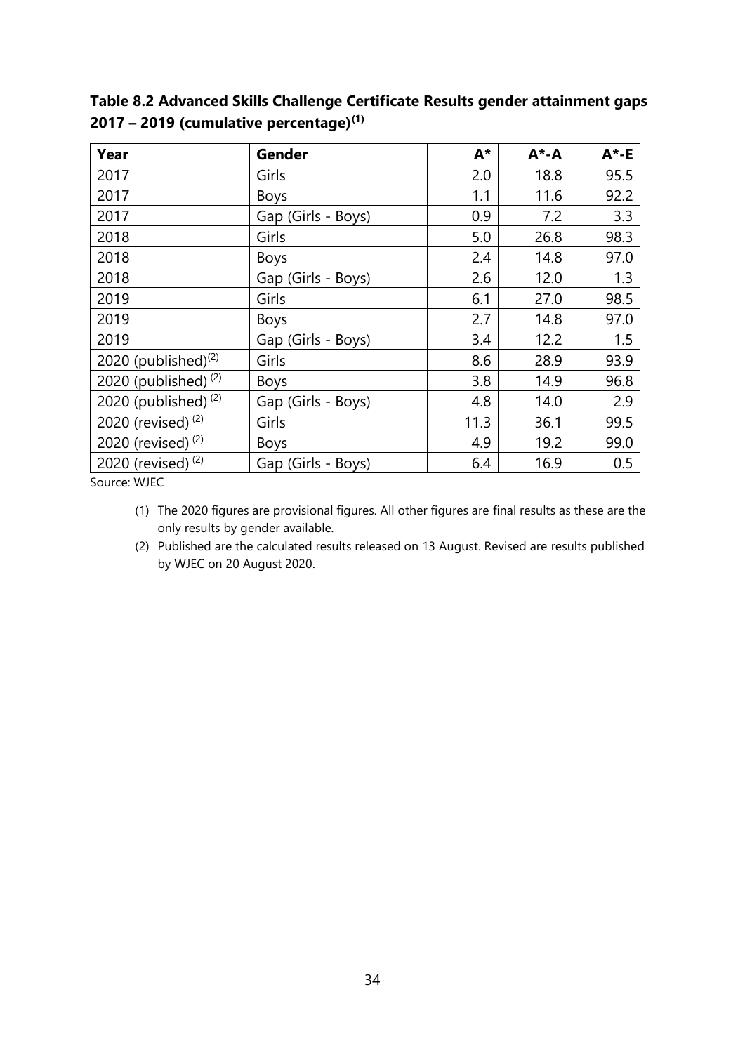**Table 8.2 Advanced Skills Challenge Certificate Results gender attainment gaps 2017 – 2019 (cumulative percentage)[(1)]**

| Year | Gender | A* | A*-A | A*-E |
|---|---|---|---|---|
| 2017 | Girls | 2.0 | 18.8 | 95.5 |
| 2017 | Boys | 1.1 | 11.6 | 92.2 |
| 2017 | Gap (Girls - Boys) | 0.9 | 7.2 | 3.3 |
| 2018 | Girls | 5.0 | 26.8 | 98.3 |
| 2018 | Boys | 2.4 | 14.8 | 97.0 |
| 2018 | Gap (Girls - Boys) | 2.6 | 12.0 | 1.3 |
| 2019 | Girls | 6.1 | 27.0 | 98.5 |
| 2019 | Boys | 2.7 | 14.8 | 97.0 |
| 2019 | Gap (Girls - Boys) | 3.4 | 12.2 | 1.5 |
| 2020 (published)[(2)] | Girls | 8.6 | 28.9 | 93.9 |
| 2020 (published) [(2)] | Boys | 3.8 | 14.9 | 96.8 |
| 2020 (published) [(2)] | Gap (Girls - Boys) | 4.8 | 14.0 | 2.9 |
| 2020 (revised) [(2)] | Girls | 11.3 | 36.1 | 99.5 |
| 2020 (revised) [(2)] | Boys | 4.9 | 19.2 | 99.0 |
| 2020 (revised) [(2)] | Gap (Girls - Boys) | 6.4 | 16.9 | 0.5 |

Source: WJEC

(1) The 2020 figures are provisional figures. All other figures are final results as these are the only results by gender available.

(2) Published are the calculated results released on 13 August. Revised are results published by WJEC on 20 August 2020.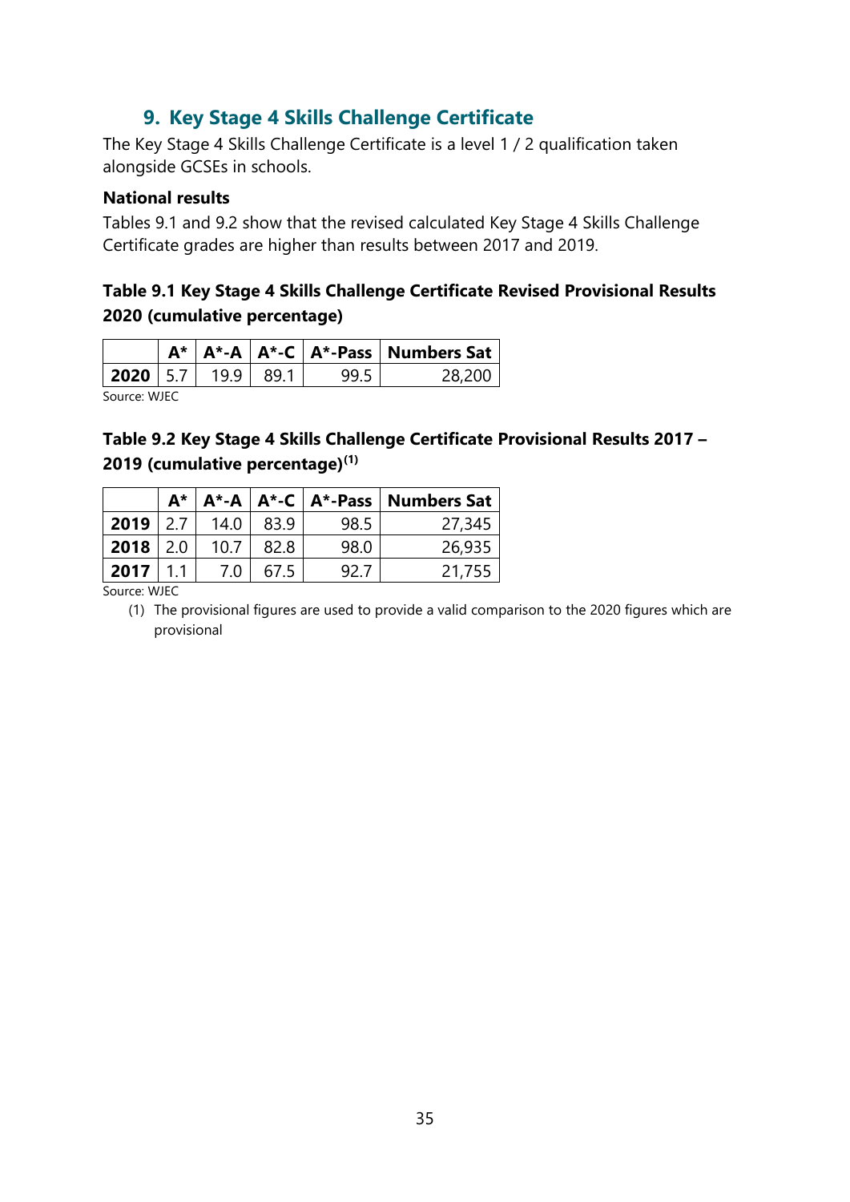## 9. Key Stage 4 Skills Challenge Certificate

The Key Stage 4 Skills Challenge Certificate is a level 1 / 2 qualification taken alongside GCSEs in schools.

### National results

Tables 9.1 and 9.2 show that the revised calculated Key Stage 4 Skills Challenge Certificate grades are higher than results between 2017 and 2019.

**Table 9.1 Key Stage 4 Skills Challenge Certificate Revised Provisional Results 2020 (cumulative percentage)**

| | A* | A*-A | A*-C | A*-Pass | Numbers Sat |
|---|---|---|---|---|---|
| **2020** | 5.7 | 19.9 | 89.1 | 99.5 | 28,200 |

Source: WJEC

**Table 9.2 Key Stage 4 Skills Challenge Certificate Provisional Results 2017 – 2019 (cumulative percentage)(1)**

| | A* | A*-A | A*-C | A*-Pass | Numbers Sat |
|---|---|---|---|---|---|
| **2019** | 2.7 | 14.0 | 83.9 | 98.5 | 27,345 |
| **2018** | 2.0 | 10.7 | 82.8 | 98.0 | 26,935 |
| **2017** | 1.1 | 7.0 | 67.5 | 92.7 | 21,755 |

Source: WJEC

(1) The provisional figures are used to provide a valid comparison to the 2020 figures which are provisional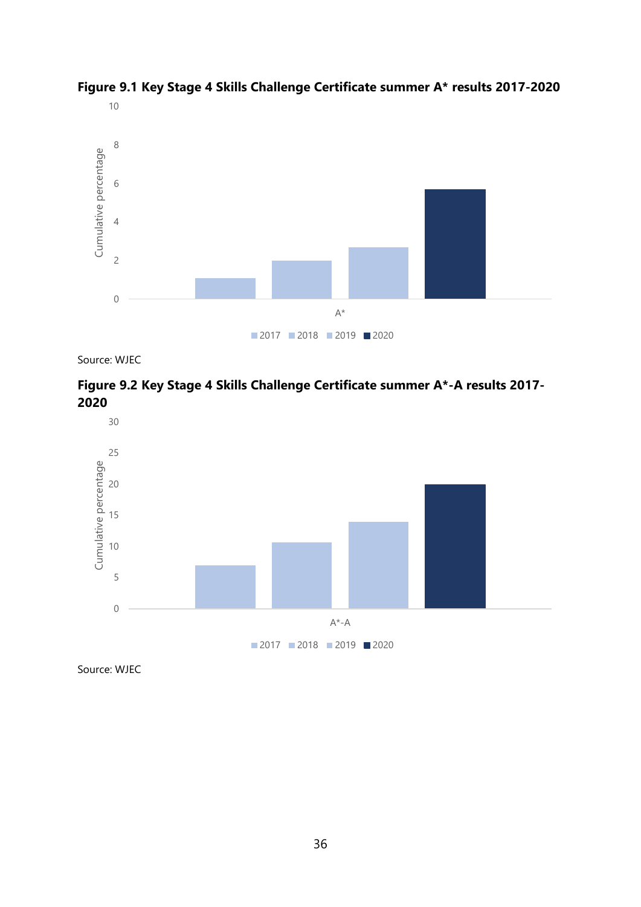**Figure 9.1 Key Stage 4 Skills Challenge Certificate summer A* results 2017-2020**

Source: WJEC

**Figure 9.2 Key Stage 4 Skills Challenge Certificate summer A*-A results 2017-2020**

Source: WJEC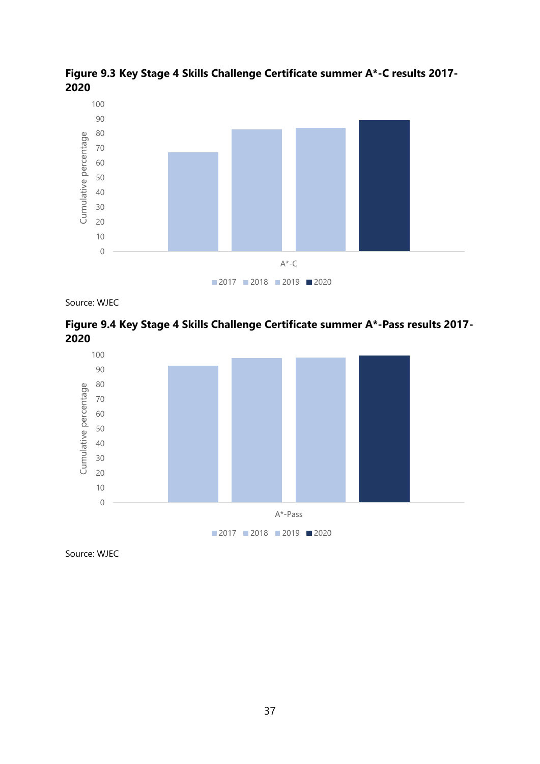**Figure 9.3 Key Stage 4 Skills Challenge Certificate summer A*-C results 2017-2020**

Source: WJEC

**Figure 9.4 Key Stage 4 Skills Challenge Certificate summer A*-Pass results 2017-2020**

Source: WJEC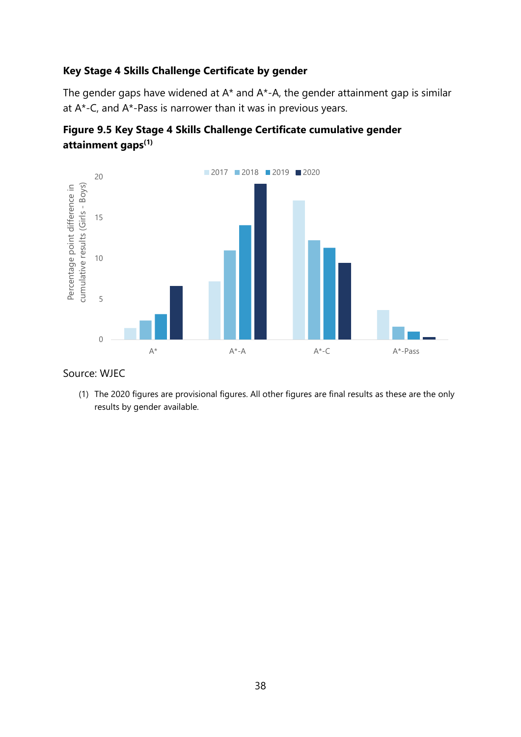### Key Stage 4 Skills Challenge Certificate by gender

The gender gaps have widened at A* and A*-A, the gender attainment gap is similar at A*-C, and A*-Pass is narrower than it was in previous years.

**Figure 9.5 Key Stage 4 Skills Challenge Certificate cumulative gender attainment gaps[1]**

Source: WJEC

(1) The 2020 figures are provisional figures. All other figures are final results as these are the only results by gender available.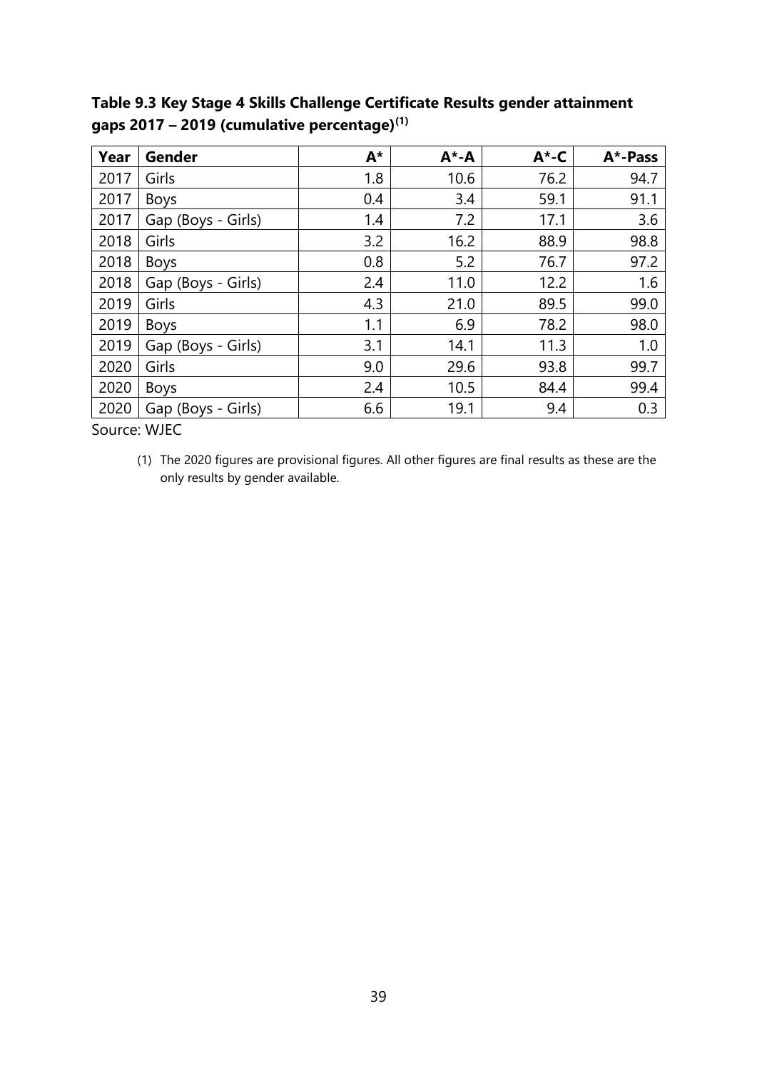**Table 9.3 Key Stage 4 Skills Challenge Certificate Results gender attainment gaps 2017 – 2019 (cumulative percentage)(1)**

| Year | Gender | A* | A*-A | A*-C | A*-Pass |
|---|---|---|---|---|---|
| 2017 | Girls | 1.8 | 10.6 | 76.2 | 94.7 |
| 2017 | Boys | 0.4 | 3.4 | 59.1 | 91.1 |
| 2017 | Gap (Boys - Girls) | 1.4 | 7.2 | 17.1 | 3.6 |
| 2018 | Girls | 3.2 | 16.2 | 88.9 | 98.8 |
| 2018 | Boys | 0.8 | 5.2 | 76.7 | 97.2 |
| 2018 | Gap (Boys - Girls) | 2.4 | 11.0 | 12.2 | 1.6 |
| 2019 | Girls | 4.3 | 21.0 | 89.5 | 99.0 |
| 2019 | Boys | 1.1 | 6.9 | 78.2 | 98.0 |
| 2019 | Gap (Boys - Girls) | 3.1 | 14.1 | 11.3 | 1.0 |
| 2020 | Girls | 9.0 | 29.6 | 93.8 | 99.7 |
| 2020 | Boys | 2.4 | 10.5 | 84.4 | 99.4 |
| 2020 | Gap (Boys - Girls) | 6.6 | 19.1 | 9.4 | 0.3 |

Source: WJEC

(1) The 2020 figures are provisional figures. All other figures are final results as these are the only results by gender available.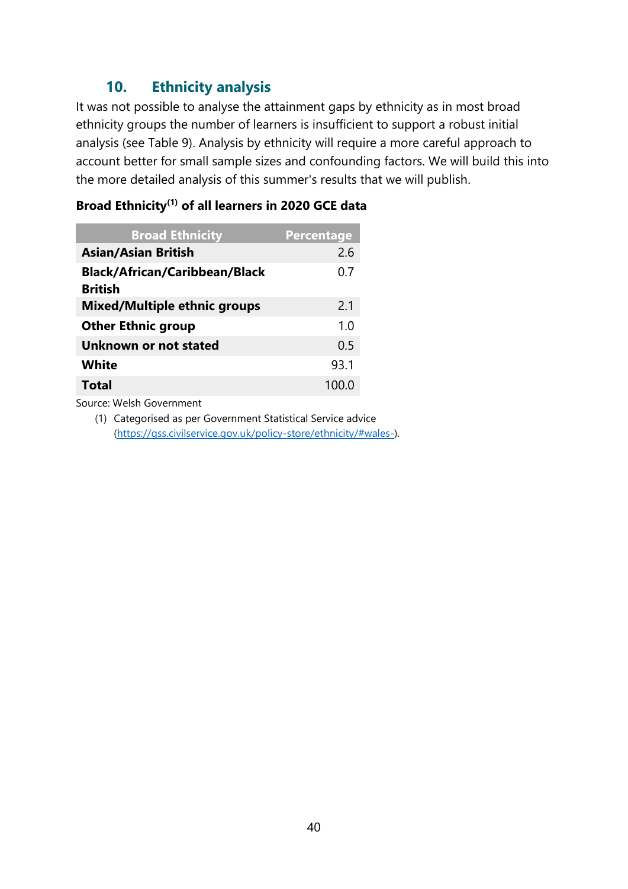## 10. Ethnicity analysis

It was not possible to analyse the attainment gaps by ethnicity as in most broad ethnicity groups the number of learners is insufficient to support a robust initial analysis (see Table 9). Analysis by ethnicity will require a more careful approach to account better for small sample sizes and confounding factors. We will build this into the more detailed analysis of this summer's results that we will publish.

**Broad Ethnicity[(1)] of all learners in 2020 GCE data**

| Broad Ethnicity | Percentage |
|---|---|
| **Asian/Asian British** | 2.6 |
| **Black/African/Caribbean/Black British** | 0.7 |
| **Mixed/Multiple ethnic groups** | 2.1 |
| **Other Ethnic group** | 1.0 |
| **Unknown or not stated** | 0.5 |
| **White** | 93.1 |
| **Total** | 100.0 |

Source: Welsh Government

(1) Categorised as per Government Statistical Service advice (https://gss.civilservice.gov.uk/policy-store/ethnicity/#wales-).